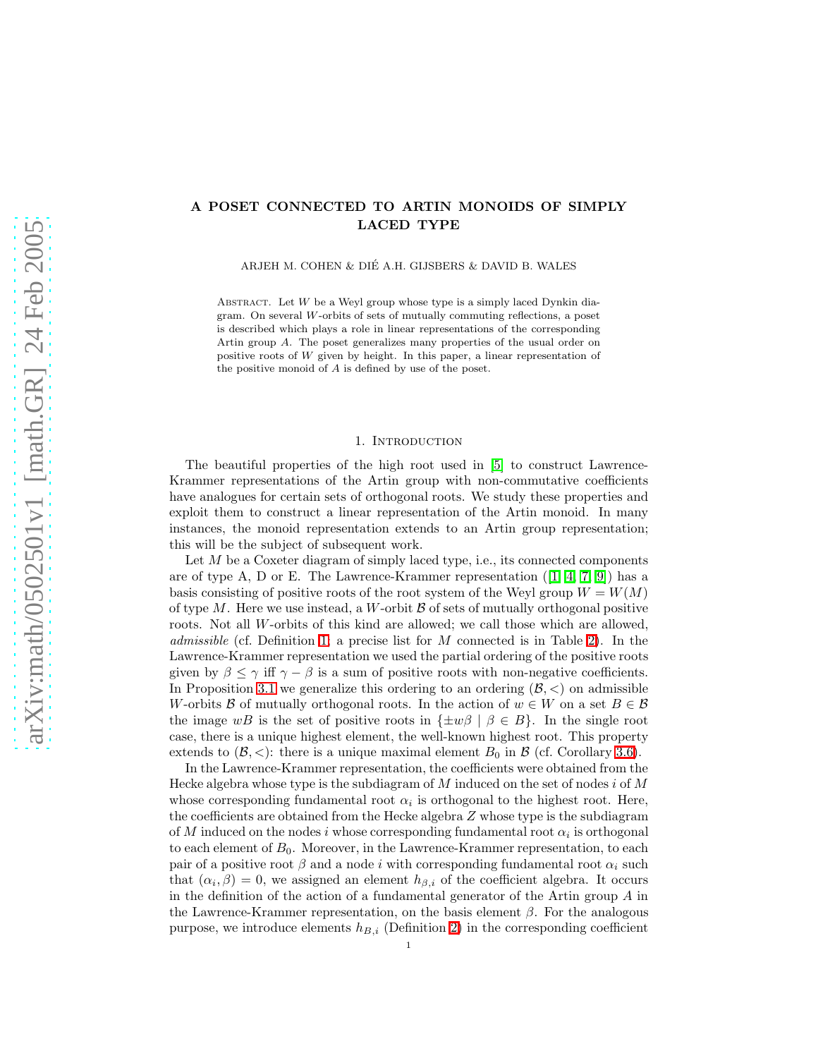# A POSET CONNECTED TO ARTIN MONOIDS OF SIMPLY LACED TYPE

ARJEH M. COHEN & DIÉ A.H. GIJSBERS & DAVID B. WALES

Abstract. Let $W$ be a Weyl group whose type is a simply laced Dynkin diagram. On several $W$-orbits of sets of mutually commuting reflections, a poset is described which plays a role in linear representations of the corresponding Artin group $A$. The poset generalizes many properties of the usual order on positive roots of $W$ given by height. In this paper, a linear representation of the positive monoid of $A$ is defined by use of the poset.

## 1. Introduction

The beautiful properties of the high root used in [5] to construct Lawrence-Krammer representations of the Artin group with non-commutative coefficients have analogues for certain sets of orthogonal roots. We study these properties and exploit them to construct a linear representation of the Artin monoid. In many instances, the monoid representation extends to an Artin group representation; this will be the subject of subsequent work.

Let $M$ be a Coxeter diagram of simply laced type, i.e., its connected components are of type A, D or E. The Lawrence-Krammer representation ([1, 4, 7, 9]) has a basis consisting of positive roots of the root system of the Weyl group $W = W(M)$ of type $M$. Here we use instead, a $W$-orbit $\mathcal{B}$ of sets of mutually orthogonal positive roots. Not all $W$-orbits of this kind are allowed; we call those which are allowed, *admissible* (cf. Definition 1; a precise list for $M$ connected is in Table 2). In the Lawrence-Krammer representation we used the partial ordering of the positive roots given by $\beta \leq \gamma$ iff $\gamma - \beta$ is a sum of positive roots with non-negative coefficients. In Proposition 3.1 we generalize this ordering to an ordering $(\mathcal{B}, <)$ on admissible $W$-orbits $\mathcal{B}$ of mutually orthogonal roots. In the action of $w \in W$ on a set $B \in \mathcal{B}$ the image $wB$ is the set of positive roots in $\{\pm w\beta \mid \beta \in B\}$. In the single root case, there is a unique highest element, the well-known highest root. This property extends to $(\mathcal{B}, <)$: there is a unique maximal element $B_0$ in $\mathcal{B}$ (cf. Corollary 3.6).

In the Lawrence-Krammer representation, the coefficients were obtained from the Hecke algebra whose type is the subdiagram of $M$ induced on the set of nodes $i$ of $M$ whose corresponding fundamental root $\alpha_i$ is orthogonal to the highest root. Here, the coefficients are obtained from the Hecke algebra $Z$ whose type is the subdiagram of $M$ induced on the nodes $i$ whose corresponding fundamental root $\alpha_i$ is orthogonal to each element of $B_0$. Moreover, in the Lawrence-Krammer representation, to each pair of a positive root $\beta$ and a node $i$ with corresponding fundamental root $\alpha_i$ such that $(\alpha_i, \beta) = 0$, we assigned an element $h_{\beta,i}$ of the coefficient algebra. It occurs in the definition of the action of a fundamental generator of the Artin group $A$ in the Lawrence-Krammer representation, on the basis element $\beta$. For the analogous purpose, we introduce elements $h_{B,i}$ (Definition 2) in the corresponding coefficient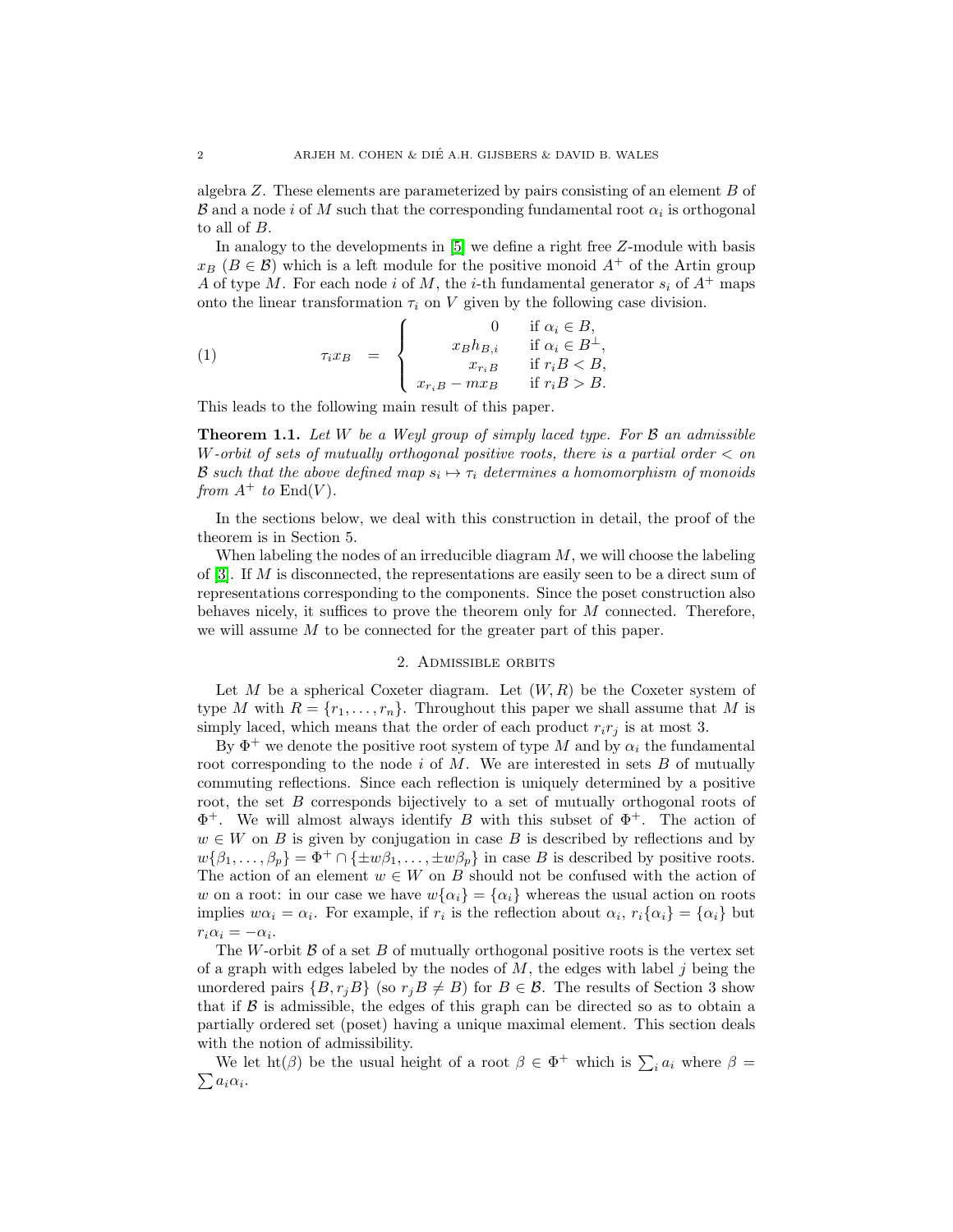algebra $Z$. These elements are parameterized by pairs consisting of an element $B$ of $\mathcal{B}$ and a node $i$ of $M$ such that the corresponding fundamental root $\alpha_i$ is orthogonal to all of $B$.

In analogy to the developments in [5] we define a right free $Z$-module with basis $x_B$ ($B \in \mathcal{B}$) which is a left module for the positive monoid $A^+$ of the Artin group $A$ of type $M$. For each node $i$ of $M$, the $i$-th fundamental generator $s_i$ of $A^+$ maps onto the linear transformation $\tau_i$ on $V$ given by the following case division.

$$\tau_i x_B = \begin{cases} 0 & \text{if } \alpha_i \in B, \\ x_B h_{B,i} & \text{if } \alpha_i \in B^\perp, \\ x_{r_i B} & \text{if } r_i B < B, \\ x_{r_i B} - m x_B & \text{if } r_i B > B. \end{cases} \tag{1}$$

This leads to the following main result of this paper.

**Theorem 1.1.** *Let $W$ be a Weyl group of simply laced type. For $\mathcal{B}$ an admissible $W$-orbit of sets of mutually orthogonal positive roots, there is a partial order $<$ on $\mathcal{B}$ such that the above defined map $s_i \mapsto \tau_i$ determines a homomorphism of monoids from $A^+$ to $\mathrm{End}(V)$.*

In the sections below, we deal with this construction in detail, the proof of the theorem is in Section 5.

When labeling the nodes of an irreducible diagram $M$, we will choose the labeling of [3]. If $M$ is disconnected, the representations are easily seen to be a direct sum of representations corresponding to the components. Since the poset construction also behaves nicely, it suffices to prove the theorem only for $M$ connected. Therefore, we will assume $M$ to be connected for the greater part of this paper.

## 2. Admissible orbits

Let $M$ be a spherical Coxeter diagram. Let $(W, R)$ be the Coxeter system of type $M$ with $R = \{r_1, \ldots, r_n\}$. Throughout this paper we shall assume that $M$ is simply laced, which means that the order of each product $r_i r_j$ is at most 3.

By $\Phi^+$ we denote the positive root system of type $M$ and by $\alpha_i$ the fundamental root corresponding to the node $i$ of $M$. We are interested in sets $B$ of mutually commuting reflections. Since each reflection is uniquely determined by a positive root, the set $B$ corresponds bijectively to a set of mutually orthogonal roots of $\Phi^+$. We will almost always identify $B$ with this subset of $\Phi^+$. The action of $w \in W$ on $B$ is given by conjugation in case $B$ is described by reflections and by $w\{\beta_1, \ldots, \beta_p\} = \Phi^+ \cap \{\pm w\beta_1, \ldots, \pm w\beta_p\}$ in case $B$ is described by positive roots. The action of an element $w \in W$ on $B$ should not be confused with the action of $w$ on a root: in our case we have $w\{\alpha_i\} = \{\alpha_i\}$ whereas the usual action on roots implies $w\alpha_i = \alpha_i$. For example, if $r_i$ is the reflection about $\alpha_i$, $r_i\{\alpha_i\} = \{\alpha_i\}$ but $r_i \alpha_i = -\alpha_i$.

The $W$-orbit $\mathcal{B}$ of a set $B$ of mutually orthogonal positive roots is the vertex set of a graph with edges labeled by the nodes of $M$, the edges with label $j$ being the unordered pairs $\{B, r_j B\}$ (so $r_j B \neq B$) for $B \in \mathcal{B}$. The results of Section 3 show that if $\mathcal{B}$ is admissible, the edges of this graph can be directed so as to obtain a partially ordered set (poset) having a unique maximal element. This section deals with the notion of admissibility.

We let $\mathrm{ht}(\beta)$ be the usual height of a root $\beta \in \Phi^+$ which is $\sum_i a_i$ where $\beta = \sum a_i \alpha_i$.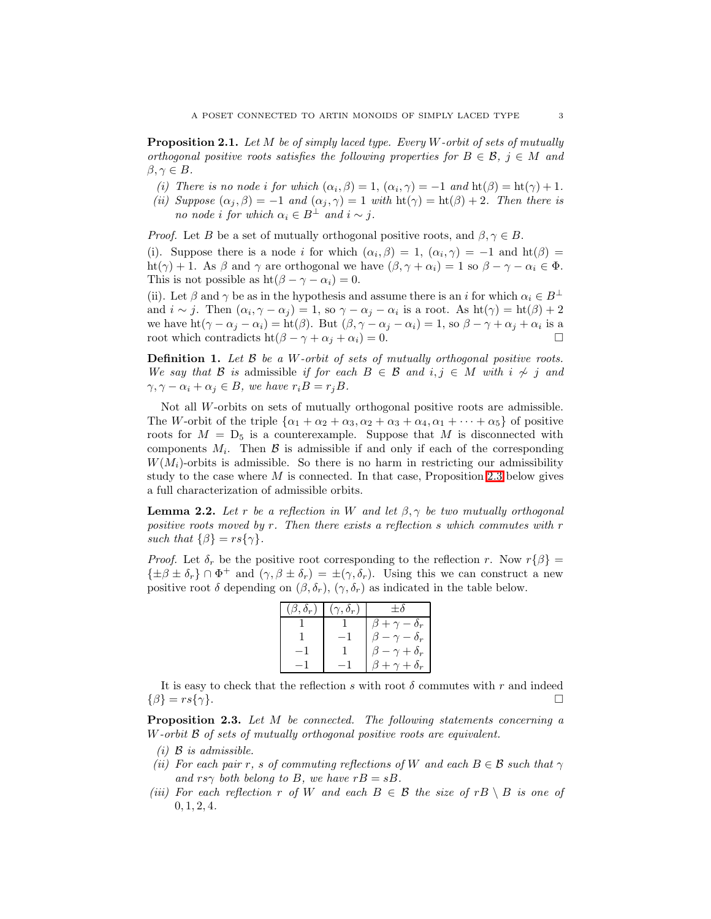**Proposition 2.1.** *Let $M$ be of simply laced type. Every $W$-orbit of sets of mutually orthogonal positive roots satisfies the following properties for $B \in \mathcal{B}$, $j \in M$ and $\beta, \gamma \in B$.*

*(i) There is no node $i$ for which $(\alpha_i, \beta) = 1$, $(\alpha_i, \gamma) = -1$ and $\mathrm{ht}(\beta) = \mathrm{ht}(\gamma) + 1$.*

*(ii) Suppose $(\alpha_j, \beta) = -1$ and $(\alpha_j, \gamma) = 1$ with $\mathrm{ht}(\gamma) = \mathrm{ht}(\beta) + 2$. Then there is no node $i$ for which $\alpha_i \in B^\perp$ and $i \sim j$.*

*Proof.* Let $B$ be a set of mutually orthogonal positive roots, and $\beta, \gamma \in B$.

(i). Suppose there is a node $i$ for which $(\alpha_i, \beta) = 1$, $(\alpha_i, \gamma) = -1$ and $\mathrm{ht}(\beta) = \mathrm{ht}(\gamma) + 1$. As $\beta$ and $\gamma$ are orthogonal we have $(\beta, \gamma + \alpha_i) = 1$ so $\beta - \gamma - \alpha_i \in \Phi$. This is not possible as $\mathrm{ht}(\beta - \gamma - \alpha_i) = 0$.

(ii). Let $\beta$ and $\gamma$ be as in the hypothesis and assume there is an $i$ for which $\alpha_i \in B^\perp$ and $i \sim j$. Then $(\alpha_i, \gamma - \alpha_j) = 1$, so $\gamma - \alpha_j - \alpha_i$ is a root. As $\mathrm{ht}(\gamma) = \mathrm{ht}(\beta) + 2$ we have $\mathrm{ht}(\gamma - \alpha_j - \alpha_i) = \mathrm{ht}(\beta)$. But $(\beta, \gamma - \alpha_j - \alpha_i) = 1$, so $\beta - \gamma + \alpha_j + \alpha_i$ is a root which contradicts $\mathrm{ht}(\beta - \gamma + \alpha_j + \alpha_i) = 0$. □

**Definition 1.** *Let $\mathcal{B}$ be a $W$-orbit of sets of mutually orthogonal positive roots. We say that $\mathcal{B}$ is* admissible *if for each $B \in \mathcal{B}$ and $i, j \in M$ with $i \not\sim j$ and $\gamma, \gamma - \alpha_i + \alpha_j \in B$, we have $r_i B = r_j B$.*

Not all $W$-orbits on sets of mutually orthogonal positive roots are admissible. The $W$-orbit of the triple $\{\alpha_1 + \alpha_2 + \alpha_3, \alpha_2 + \alpha_3 + \alpha_4, \alpha_1 + \cdots + \alpha_5\}$ of positive roots for $M = \mathrm{D}_5$ is a counterexample. Suppose that $M$ is disconnected with components $M_i$. Then $\mathcal{B}$ is admissible if and only if each of the corresponding $W(M_i)$-orbits is admissible. So there is no harm in restricting our admissibility study to the case where $M$ is connected. In that case, Proposition 2.3 below gives a full characterization of admissible orbits.

**Lemma 2.2.** *Let $r$ be a reflection in $W$ and let $\beta, \gamma$ be two mutually orthogonal positive roots moved by $r$. Then there exists a reflection $s$ which commutes with $r$ such that $\{\beta\} = rs\{\gamma\}$.*

*Proof.* Let $\delta_r$ be the positive root corresponding to the reflection $r$. Now $r\{\beta\} = \{\pm\beta \pm \delta_r\} \cap \Phi^+$ and $(\gamma, \beta \pm \delta_r) = \pm(\gamma, \delta_r)$. Using this we can construct a new positive root $\delta$ depending on $(\beta, \delta_r)$, $(\gamma, \delta_r)$ as indicated in the table below.

| $(\beta, \delta_r)$ | $(\gamma, \delta_r)$ | $\pm\delta$ |
|---|---|---|
| $1$ | $1$ | $\beta + \gamma - \delta_r$ |
| $1$ | $-1$ | $\beta - \gamma - \delta_r$ |
| $-1$ | $1$ | $\beta - \gamma + \delta_r$ |
| $-1$ | $-1$ | $\beta + \gamma + \delta_r$ |

It is easy to check that the reflection $s$ with root $\delta$ commutes with $r$ and indeed $\{\beta\} = rs\{\gamma\}$. □

**Proposition 2.3.** *Let $M$ be connected. The following statements concerning a $W$-orbit $\mathcal{B}$ of sets of mutually orthogonal positive roots are equivalent.*

*(i) $\mathcal{B}$ is admissible.*

*(ii) For each pair $r$, $s$ of commuting reflections of $W$ and each $B \in \mathcal{B}$ such that $\gamma$ and $rs\gamma$ both belong to $B$, we have $rB = sB$.*

*(iii) For each reflection $r$ of $W$ and each $B \in \mathcal{B}$ the size of $rB \setminus B$ is one of $0, 1, 2, 4$.*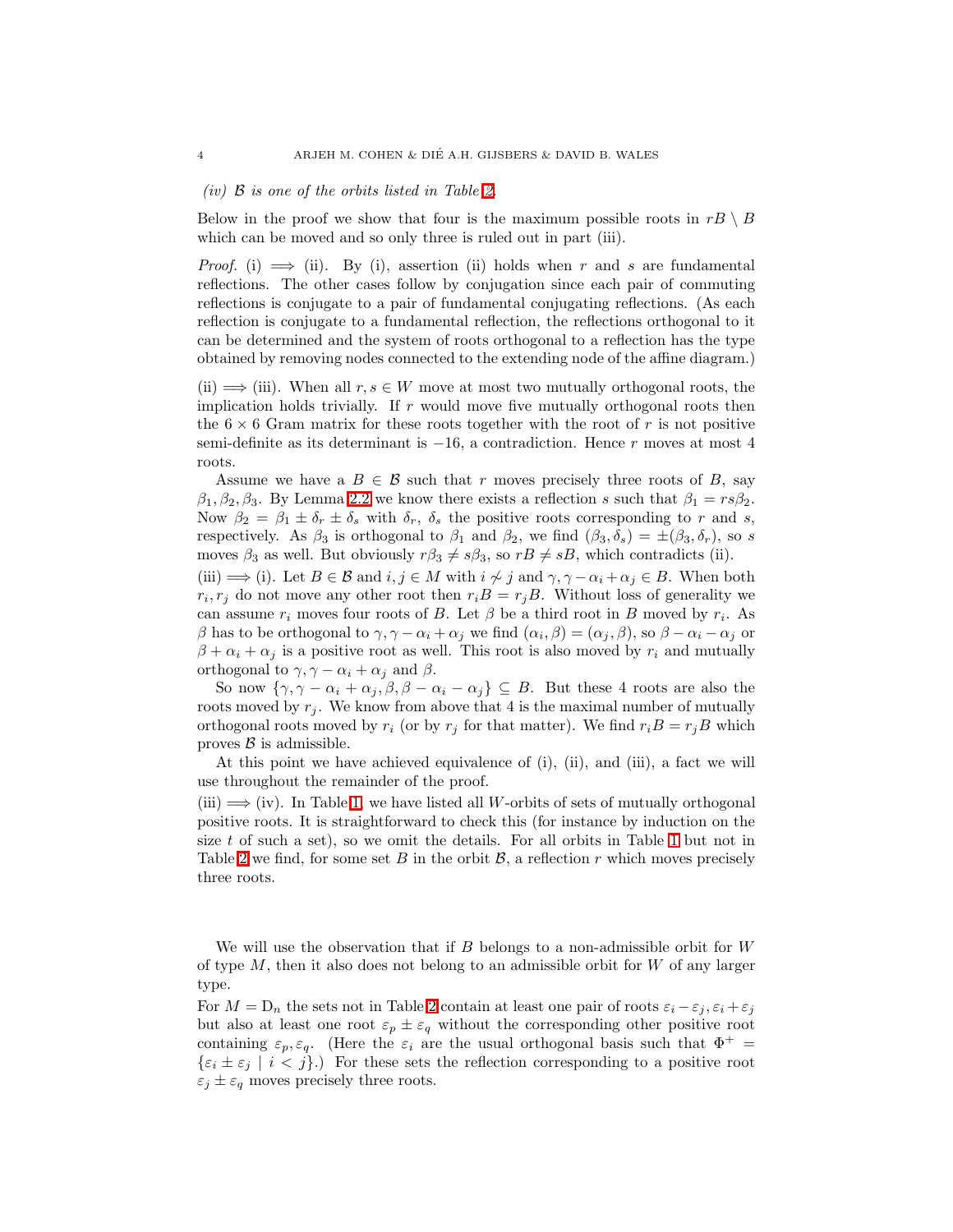*(iv) $\mathcal{B}$ is one of the orbits listed in Table 2.*

Below in the proof we show that four is the maximum possible roots in $rB \setminus B$ which can be moved and so only three is ruled out in part (iii).

*Proof.* (i) $\implies$ (ii). By (i), assertion (ii) holds when $r$ and $s$ are fundamental reflections. The other cases follow by conjugation since each pair of commuting reflections is conjugate to a pair of fundamental conjugating reflections. (As each reflection is conjugate to a fundamental reflection, the reflections orthogonal to it can be determined and the system of roots orthogonal to a reflection has the type obtained by removing nodes connected to the extending node of the affine diagram.)

(ii) $\implies$ (iii). When all $r, s \in W$ move at most two mutually orthogonal roots, the implication holds trivially. If $r$ would move five mutually orthogonal roots then the $6 \times 6$ Gram matrix for these roots together with the root of $r$ is not positive semi-definite as its determinant is $-16$, a contradiction. Hence $r$ moves at most 4 roots.

Assume we have a $B \in \mathcal{B}$ such that $r$ moves precisely three roots of $B$, say $\beta_1, \beta_2, \beta_3$. By Lemma 2.2 we know there exists a reflection $s$ such that $\beta_1 = rs\beta_2$. Now $\beta_2 = \beta_1 \pm \delta_r \pm \delta_s$ with $\delta_r$, $\delta_s$ the positive roots corresponding to $r$ and $s$, respectively. As $\beta_3$ is orthogonal to $\beta_1$ and $\beta_2$, we find $(\beta_3, \delta_s) = \pm(\beta_3, \delta_r)$, so $s$ moves $\beta_3$ as well. But obviously $r\beta_3 \neq s\beta_3$, so $rB \neq sB$, which contradicts (ii).

(iii) $\implies$ (i). Let $B \in \mathcal{B}$ and $i, j \in M$ with $i \not\sim j$ and $\gamma, \gamma - \alpha_i + \alpha_j \in B$. When both $r_i, r_j$ do not move any other root then $r_iB = r_jB$. Without loss of generality we can assume $r_i$ moves four roots of $B$. Let $\beta$ be a third root in $B$ moved by $r_i$. As $\beta$ has to be orthogonal to $\gamma, \gamma - \alpha_i + \alpha_j$ we find $(\alpha_i, \beta) = (\alpha_j, \beta)$, so $\beta - \alpha_i - \alpha_j$ or $\beta + \alpha_i + \alpha_j$ is a positive root as well. This root is also moved by $r_i$ and mutually orthogonal to $\gamma, \gamma - \alpha_i + \alpha_j$ and $\beta$.

So now $\{\gamma, \gamma - \alpha_i + \alpha_j, \beta, \beta - \alpha_i - \alpha_j\} \subseteq B$. But these 4 roots are also the roots moved by $r_j$. We know from above that 4 is the maximal number of mutually orthogonal roots moved by $r_i$ (or by $r_j$ for that matter). We find $r_iB = r_jB$ which proves $\mathcal{B}$ is admissible.

At this point we have achieved equivalence of (i), (ii), and (iii), a fact we will use throughout the remainder of the proof.

(iii) $\implies$ (iv). In Table 1, we have listed all $W$-orbits of sets of mutually orthogonal positive roots. It is straightforward to check this (for instance by induction on the size $t$ of such a set), so we omit the details. For all orbits in Table 1 but not in Table 2 we find, for some set $B$ in the orbit $\mathcal{B}$, a reflection $r$ which moves precisely three roots.

We will use the observation that if $B$ belongs to a non-admissible orbit for $W$ of type $M$, then it also does not belong to an admissible orbit for $W$ of any larger type.

For $M = \mathrm{D}_n$ the sets not in Table 2 contain at least one pair of roots $\varepsilon_i - \varepsilon_j, \varepsilon_i + \varepsilon_j$ but also at least one root $\varepsilon_p \pm \varepsilon_q$ without the corresponding other positive root containing $\varepsilon_p, \varepsilon_q$. (Here the $\varepsilon_i$ are the usual orthogonal basis such that $\Phi^+ = \{\varepsilon_i \pm \varepsilon_j \mid i < j\}$.) For these sets the reflection corresponding to a positive root $\varepsilon_j \pm \varepsilon_q$ moves precisely three roots.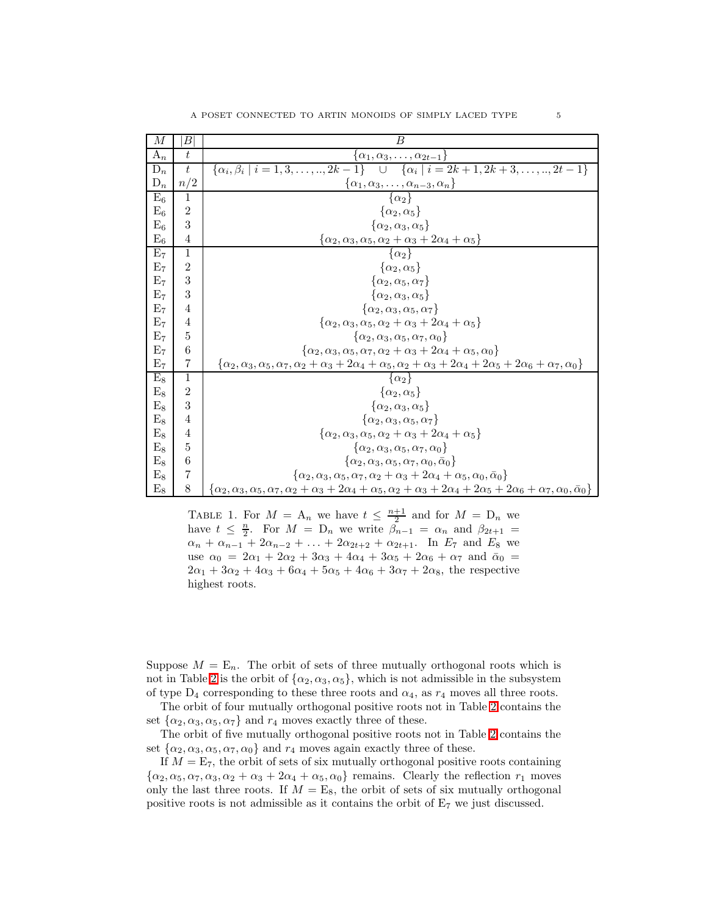| $M$ | $\lvert B\rvert$ | $B$ |
|---|---|---|
| $\mathrm{A}_n$ | $t$ | $\{\alpha_1, \alpha_3, \ldots, \alpha_{2t-1}\}$ |
| $\mathrm{D}_n$ | $t$ | $\{\alpha_i, \beta_i \mid i = 1, 3, \ldots, .., 2k-1\} \quad \cup \quad \{\alpha_i \mid i = 2k+1, 2k+3, \ldots, .., 2t-1\}$ |
| $\mathrm{D}_n$ | $n/2$ | $\{\alpha_1, \alpha_3, \ldots, \alpha_{n-3}, \alpha_n\}$ |
| $\mathrm{E}_6$ | 1 | $\{\alpha_2\}$ |
| $\mathrm{E}_6$ | 2 | $\{\alpha_2, \alpha_5\}$ |
| $\mathrm{E}_6$ | 3 | $\{\alpha_2, \alpha_3, \alpha_5\}$ |
| $\mathrm{E}_6$ | 4 | $\{\alpha_2, \alpha_3, \alpha_5, \alpha_2 + \alpha_3 + 2\alpha_4 + \alpha_5\}$ |
| $\mathrm{E}_7$ | 1 | $\{\alpha_2\}$ |
| $\mathrm{E}_7$ | 2 | $\{\alpha_2, \alpha_5\}$ |
| $\mathrm{E}_7$ | 3 | $\{\alpha_2, \alpha_5, \alpha_7\}$ |
| $\mathrm{E}_7$ | 3 | $\{\alpha_2, \alpha_3, \alpha_5\}$ |
| $\mathrm{E}_7$ | 4 | $\{\alpha_2, \alpha_3, \alpha_5, \alpha_7\}$ |
| $\mathrm{E}_7$ | 4 | $\{\alpha_2, \alpha_3, \alpha_5, \alpha_2 + \alpha_3 + 2\alpha_4 + \alpha_5\}$ |
| $\mathrm{E}_7$ | 5 | $\{\alpha_2, \alpha_3, \alpha_5, \alpha_7, \alpha_0\}$ |
| $\mathrm{E}_7$ | 6 | $\{\alpha_2, \alpha_3, \alpha_5, \alpha_7, \alpha_2 + \alpha_3 + 2\alpha_4 + \alpha_5, \alpha_0\}$ |
| $\mathrm{E}_7$ | 7 | $\{\alpha_2, \alpha_3, \alpha_5, \alpha_7, \alpha_2 + \alpha_3 + 2\alpha_4 + \alpha_5, \alpha_2 + \alpha_3 + 2\alpha_4 + 2\alpha_5 + 2\alpha_6 + \alpha_7, \alpha_0\}$ |
| $\mathrm{E}_8$ | 1 | $\{\alpha_2\}$ |
| $\mathrm{E}_8$ | 2 | $\{\alpha_2, \alpha_5\}$ |
| $\mathrm{E}_8$ | 3 | $\{\alpha_2, \alpha_3, \alpha_5\}$ |
| $\mathrm{E}_8$ | 4 | $\{\alpha_2, \alpha_3, \alpha_5, \alpha_7\}$ |
| $\mathrm{E}_8$ | 4 | $\{\alpha_2, \alpha_3, \alpha_5, \alpha_2 + \alpha_3 + 2\alpha_4 + \alpha_5\}$ |
| $\mathrm{E}_8$ | 5 | $\{\alpha_2, \alpha_3, \alpha_5, \alpha_7, \alpha_0\}$ |
| $\mathrm{E}_8$ | 6 | $\{\alpha_2, \alpha_3, \alpha_5, \alpha_7, \alpha_0, \bar{\alpha}_0\}$ |
| $\mathrm{E}_8$ | 7 | $\{\alpha_2, \alpha_3, \alpha_5, \alpha_7, \alpha_2 + \alpha_3 + 2\alpha_4 + \alpha_5, \alpha_0, \bar{\alpha}_0\}$ |
| $\mathrm{E}_8$ | 8 | $\{\alpha_2, \alpha_3, \alpha_5, \alpha_7, \alpha_2 + \alpha_3 + 2\alpha_4 + \alpha_5, \alpha_2 + \alpha_3 + 2\alpha_4 + 2\alpha_5 + 2\alpha_6 + \alpha_7, \alpha_0, \bar{\alpha}_0\}$ |

TABLE 1. For $M = \mathrm{A}_n$ we have $t \leq \frac{n+1}{2}$ and for $M = \mathrm{D}_n$ we have $t \leq \frac{n}{2}$. For $M = \mathrm{D}_n$ we write $\beta_{n-1} = \alpha_n$ and $\beta_{2t+1} = \alpha_n + \alpha_{n-1} + 2\alpha_{n-2} + \ldots + 2\alpha_{2t+2} + \alpha_{2t+1}$. In $E_7$ and $E_8$ we use $\alpha_0 = 2\alpha_1 + 2\alpha_2 + 3\alpha_3 + 4\alpha_4 + 3\alpha_5 + 2\alpha_6 + \alpha_7$ and $\bar{\alpha}_0 = 2\alpha_1 + 3\alpha_2 + 4\alpha_3 + 6\alpha_4 + 5\alpha_5 + 4\alpha_6 + 3\alpha_7 + 2\alpha_8$, the respective highest roots.

Suppose $M = \mathrm{E}_n$. The orbit of sets of three mutually orthogonal roots which is not in Table 2 is the orbit of $\{\alpha_2, \alpha_3, \alpha_5\}$, which is not admissible in the subsystem of type $\mathrm{D}_4$ corresponding to these three roots and $\alpha_4$, as $r_4$ moves all three roots.

The orbit of four mutually orthogonal positive roots not in Table 2 contains the set $\{\alpha_2, \alpha_3, \alpha_5, \alpha_7\}$ and $r_4$ moves exactly three of these.

The orbit of five mutually orthogonal positive roots not in Table 2 contains the set $\{\alpha_2, \alpha_3, \alpha_5, \alpha_7, \alpha_0\}$ and $r_4$ moves again exactly three of these.

If $M = \mathrm{E}_7$, the orbit of sets of six mutually orthogonal positive roots containing $\{\alpha_2, \alpha_5, \alpha_7, \alpha_3, \alpha_2 + \alpha_3 + 2\alpha_4 + \alpha_5, \alpha_0\}$ remains. Clearly the reflection $r_1$ moves only the last three roots. If $M = \mathrm{E}_8$, the orbit of sets of six mutually orthogonal positive roots is not admissible as it contains the orbit of $\mathrm{E}_7$ we just discussed.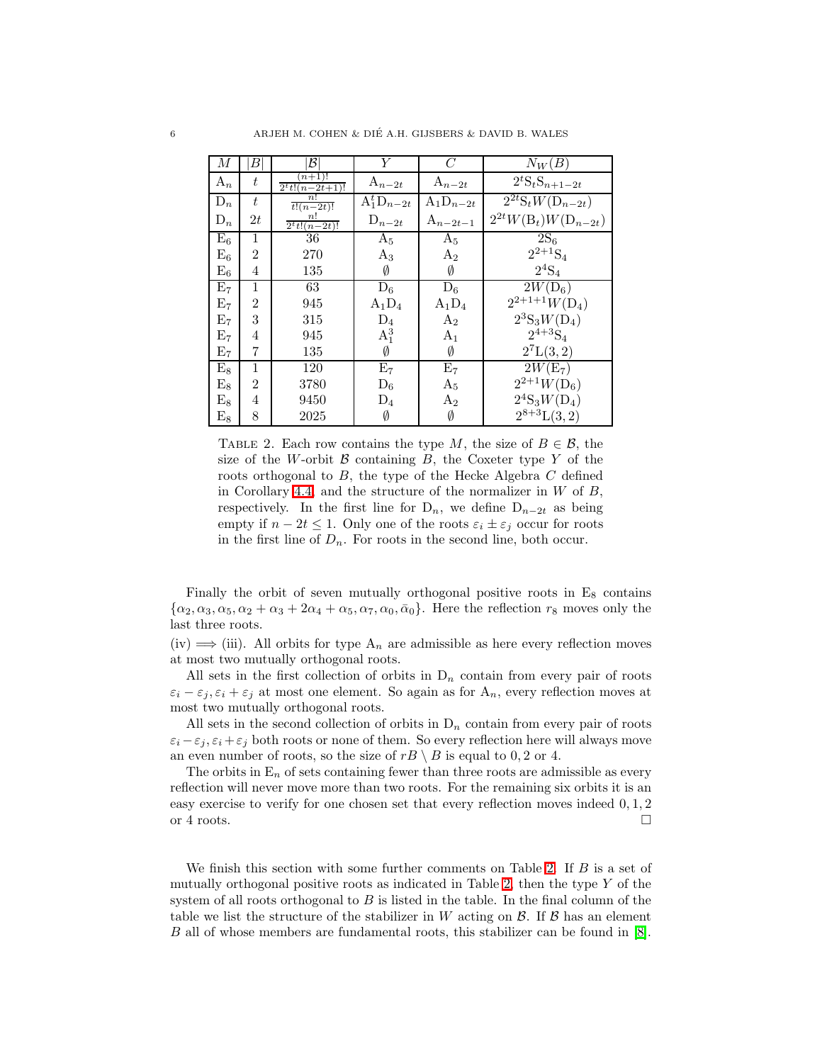| $M$ | $\lvert B\rvert$ | $\lvert\mathcal{B}\rvert$ | $Y$ | $C$ | $N_W(B)$ |
|---|---|---|---|---|---|
| $\mathrm{A}_n$ | $t$ | $\frac{(n+1)!}{2^t t!(n-2t+1)!}$ | $\mathrm{A}_{n-2t}$ | $\mathrm{A}_{n-2t}$ | $2^t\mathrm{S}_t\mathrm{S}_{n+1-2t}$ |
| $\mathrm{D}_n$ | $t$ | $\frac{n!}{t!(n-2t)!}$ | $\mathrm{A}_1^t\mathrm{D}_{n-2t}$ | $\mathrm{A}_1\mathrm{D}_{n-2t}$ | $2^{2t}\mathrm{S}_t W(\mathrm{D}_{n-2t})$ |
| $\mathrm{D}_n$ | $2t$ | $\frac{n!}{2^t t!(n-2t)!}$ | $\mathrm{D}_{n-2t}$ | $\mathrm{A}_{n-2t-1}$ | $2^{2t}W(\mathrm{B}_t)W(\mathrm{D}_{n-2t})$ |
| $\mathrm{E}_6$ | 1 | 36 | $\mathrm{A}_5$ | $\mathrm{A}_5$ | $2\mathrm{S}_6$ |
| $\mathrm{E}_6$ | 2 | 270 | $\mathrm{A}_3$ | $\mathrm{A}_2$ | $2^{2+1}\mathrm{S}_4$ |
| $\mathrm{E}_6$ | 4 | 135 | $\emptyset$ | $\emptyset$ | $2^4\mathrm{S}_4$ |
| $\mathrm{E}_7$ | 1 | 63 | $\mathrm{D}_6$ | $\mathrm{D}_6$ | $2W(\mathrm{D}_6)$ |
| $\mathrm{E}_7$ | 2 | 945 | $\mathrm{A}_1\mathrm{D}_4$ | $\mathrm{A}_1\mathrm{D}_4$ | $2^{2+1+1}W(\mathrm{D}_4)$ |
| $\mathrm{E}_7$ | 3 | 315 | $\mathrm{D}_4$ | $\mathrm{A}_2$ | $2^3\mathrm{S}_3W(\mathrm{D}_4)$ |
| $\mathrm{E}_7$ | 4 | 945 | $\mathrm{A}_1^3$ | $\mathrm{A}_1$ | $2^{4+3}\mathrm{S}_4$ |
| $\mathrm{E}_7$ | 7 | 135 | $\emptyset$ | $\emptyset$ | $2^7\mathrm{L}(3,2)$ |
| $\mathrm{E}_8$ | 1 | 120 | $\mathrm{E}_7$ | $\mathrm{E}_7$ | $2W(\mathrm{E}_7)$ |
| $\mathrm{E}_8$ | 2 | 3780 | $\mathrm{D}_6$ | $\mathrm{A}_5$ | $2^{2+1}W(\mathrm{D}_6)$ |
| $\mathrm{E}_8$ | 4 | 9450 | $\mathrm{D}_4$ | $\mathrm{A}_2$ | $2^4\mathrm{S}_3W(\mathrm{D}_4)$ |
| $\mathrm{E}_8$ | 8 | 2025 | $\emptyset$ | $\emptyset$ | $2^{8+3}\mathrm{L}(3,2)$ |

Table 2. Each row contains the type $M$, the size of $B \in \mathcal{B}$, the size of the $W$-orbit $\mathcal{B}$ containing $B$, the Coxeter type $Y$ of the roots orthogonal to $B$, the type of the Hecke Algebra $C$ defined in Corollary 4.4, and the structure of the normalizer in $W$ of $B$, respectively. In the first line for $\mathrm{D}_n$, we define $\mathrm{D}_{n-2t}$ as being empty if $n - 2t \leq 1$. Only one of the roots $\varepsilon_i \pm \varepsilon_j$ occur for roots in the first line of $D_n$. For roots in the second line, both occur.

Finally the orbit of seven mutually orthogonal positive roots in $\mathrm{E}_8$ contains $\{\alpha_2, \alpha_3, \alpha_5, \alpha_2 + \alpha_3 + 2\alpha_4 + \alpha_5, \alpha_7, \alpha_0, \bar{\alpha}_0\}$. Here the reflection $r_8$ moves only the last three roots.

(iv) $\Longrightarrow$ (iii). All orbits for type $\mathrm{A}_n$ are admissible as here every reflection moves at most two mutually orthogonal roots.

All sets in the first collection of orbits in $\mathrm{D}_n$ contain from every pair of roots $\varepsilon_i - \varepsilon_j, \varepsilon_i + \varepsilon_j$ at most one element. So again as for $\mathrm{A}_n$, every reflection moves at most two mutually orthogonal roots.

All sets in the second collection of orbits in $\mathrm{D}_n$ contain from every pair of roots $\varepsilon_i - \varepsilon_j, \varepsilon_i + \varepsilon_j$ both roots or none of them. So every reflection here will always move an even number of roots, so the size of $rB \setminus B$ is equal to $0, 2$ or $4$.

The orbits in $\mathrm{E}_n$ of sets containing fewer than three roots are admissible as every reflection will never move more than two roots. For the remaining six orbits it is an easy exercise to verify for one chosen set that every reflection moves indeed $0, 1, 2$ or $4$ roots. □

We finish this section with some further comments on Table 2. If $B$ is a set of mutually orthogonal positive roots as indicated in Table 2, then the type $Y$ of the system of all roots orthogonal to $B$ is listed in the table. In the final column of the table we list the structure of the stabilizer in $W$ acting on $\mathcal{B}$. If $\mathcal{B}$ has an element $B$ all of whose members are fundamental roots, this stabilizer can be found in [8].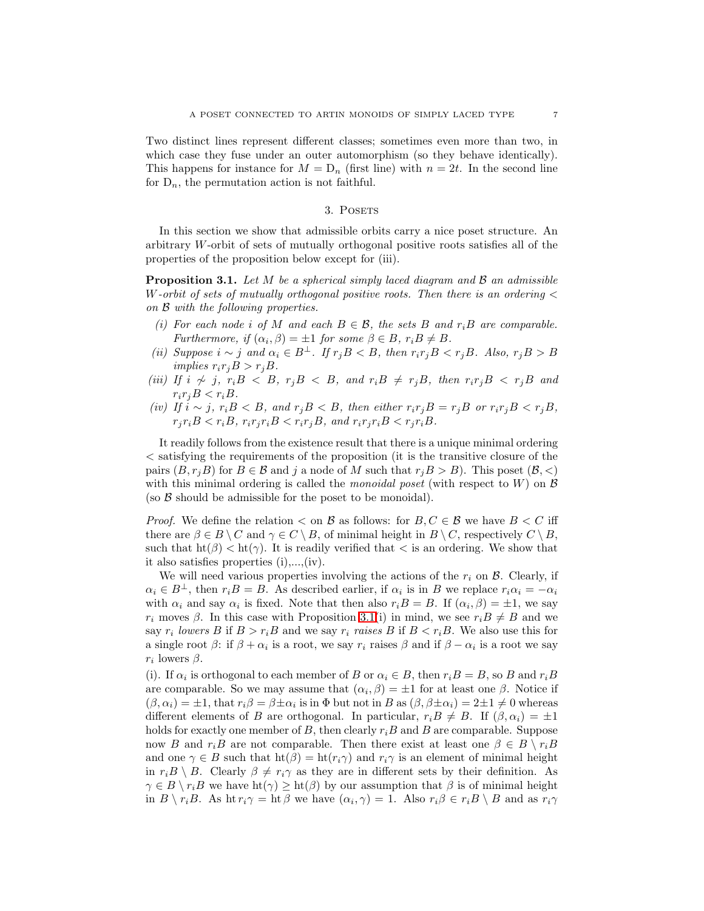Two distinct lines represent different classes; sometimes even more than two, in which case they fuse under an outer automorphism (so they behave identically). This happens for instance for $M = \mathrm{D}_n$ (first line) with $n = 2t$. In the second line for $\mathrm{D}_n$, the permutation action is not faithful.

## 3. Posets

In this section we show that admissible orbits carry a nice poset structure. An arbitrary $W$-orbit of sets of mutually orthogonal positive roots satisfies all of the properties of the proposition below except for (iii).

**Proposition 3.1.** *Let $M$ be a spherical simply laced diagram and $\mathcal{B}$ an admissible $W$-orbit of sets of mutually orthogonal positive roots. Then there is an ordering $<$ on $\mathcal{B}$ with the following properties.*

- *(i) For each node $i$ of $M$ and each $B \in \mathcal{B}$, the sets $B$ and $r_iB$ are comparable. Furthermore, if $(\alpha_i, \beta) = \pm 1$ for some $\beta \in B$, $r_iB \neq B$.*
- *(ii) Suppose $i \sim j$ and $\alpha_i \in B^\perp$. If $r_jB < B$, then $r_ir_jB < r_jB$. Also, $r_jB > B$ implies $r_ir_jB > r_jB$.*
- *(iii) If $i \not\sim j$, $r_iB < B$, $r_jB < B$, and $r_iB \neq r_jB$, then $r_ir_jB < r_jB$ and $r_ir_jB < r_iB$.*
- *(iv) If $i \sim j$, $r_iB < B$, and $r_jB < B$, then either $r_ir_jB = r_jB$ or $r_ir_jB < r_jB$, $r_jr_iB < r_iB$, $r_ir_jr_iB < r_ir_jB$, and $r_ir_jr_iB < r_jr_iB$.*

It readily follows from the existence result that there is a unique minimal ordering $<$ satisfying the requirements of the proposition (it is the transitive closure of the pairs $(B, r_jB)$ for $B \in \mathcal{B}$ and $j$ a node of $M$ such that $r_jB > B$). This poset $(\mathcal{B}, <)$ with this minimal ordering is called the *monoidal poset* (with respect to $W$) on $\mathcal{B}$ (so $\mathcal{B}$ should be admissible for the poset to be monoidal).

*Proof.* We define the relation $<$ on $\mathcal{B}$ as follows: for $B, C \in \mathcal{B}$ we have $B < C$ iff there are $\beta \in B \setminus C$ and $\gamma \in C \setminus B$, of minimal height in $B \setminus C$, respectively $C \setminus B$, such that $\mathrm{ht}(\beta) < \mathrm{ht}(\gamma)$. It is readily verified that $<$ is an ordering. We show that it also satisfies properties (i),...,(iv).

We will need various properties involving the actions of the $r_i$ on $\mathcal{B}$. Clearly, if $\alpha_i \in B^\perp$, then $r_iB = B$. As described earlier, if $\alpha_i$ is in $B$ we replace $r_i\alpha_i = -\alpha_i$ with $\alpha_i$ and say $\alpha_i$ is fixed. Note that then also $r_iB = B$. If $(\alpha_i, \beta) = \pm 1$, we say $r_i$ moves $\beta$. In this case with Proposition 3.1(i) in mind, we see $r_iB \neq B$ and we say $r_i$ *lowers* $B$ if $B > r_iB$ and we say $r_i$ *raises* $B$ if $B < r_iB$. We also use this for a single root $\beta$: if $\beta + \alpha_i$ is a root, we say $r_i$ raises $\beta$ and if $\beta - \alpha_i$ is a root we say $r_i$ lowers $\beta$.

(i). If $\alpha_i$ is orthogonal to each member of $B$ or $\alpha_i \in B$, then $r_iB = B$, so $B$ and $r_iB$ are comparable. So we may assume that $(\alpha_i, \beta) = \pm 1$ for at least one $\beta$. Notice if $(\beta, \alpha_i) = \pm 1$, that $r_i\beta = \beta \pm \alpha_i$ is in $\Phi$ but not in $B$ as $(\beta, \beta \pm \alpha_i) = 2 \pm 1 \neq 0$ whereas different elements of $B$ are orthogonal. In particular, $r_iB \neq B$. If $(\beta, \alpha_i) = \pm 1$ holds for exactly one member of $B$, then clearly $r_iB$ and $B$ are comparable. Suppose now $B$ and $r_iB$ are not comparable. Then there exist at least one $\beta \in B \setminus r_iB$ and one $\gamma \in B$ such that $\mathrm{ht}(\beta) = \mathrm{ht}(r_i\gamma)$ and $r_i\gamma$ is an element of minimal height in $r_iB \setminus B$. Clearly $\beta \neq r_i\gamma$ as they are in different sets by their definition. As $\gamma \in B \setminus r_iB$ we have $\mathrm{ht}(\gamma) \geq \mathrm{ht}(\beta)$ by our assumption that $\beta$ is of minimal height in $B \setminus r_iB$. As $\mathrm{ht}\, r_i\gamma = \mathrm{ht}\, \beta$ we have $(\alpha_i, \gamma) = 1$. Also $r_i\beta \in r_iB \setminus B$ and as $r_i\gamma$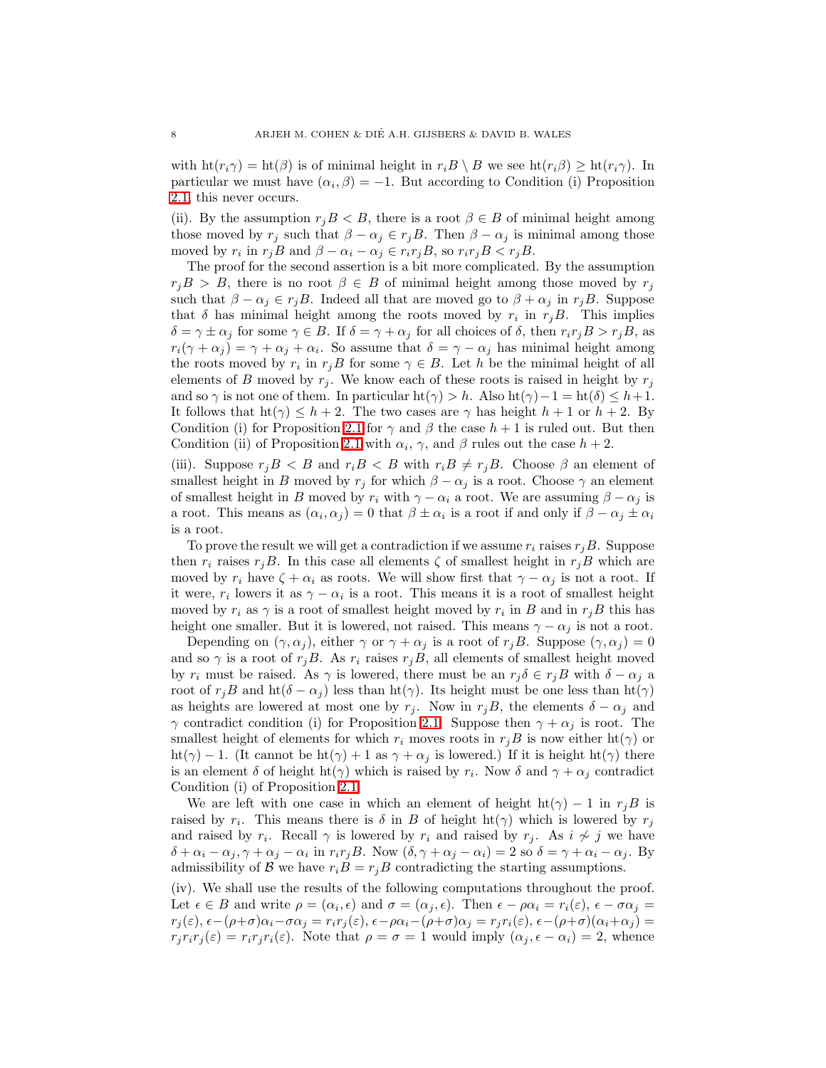with $\mathrm{ht}(r_i\gamma) = \mathrm{ht}(\beta)$ is of minimal height in $r_iB \setminus B$ we see $\mathrm{ht}(r_i\beta) \geq \mathrm{ht}(r_i\gamma)$. In particular we must have $(\alpha_i, \beta) = -1$. But according to Condition (i) Proposition 2.1 this never occurs.

(ii). By the assumption $r_jB < B$, there is a root $\beta \in B$ of minimal height among those moved by $r_j$ such that $\beta - \alpha_j \in r_jB$. Then $\beta - \alpha_j$ is minimal among those moved by $r_i$ in $r_jB$ and $\beta - \alpha_i - \alpha_j \in r_ir_jB$, so $r_ir_jB < r_jB$.

The proof for the second assertion is a bit more complicated. By the assumption $r_jB > B$, there is no root $\beta \in B$ of minimal height among those moved by $r_j$ such that $\beta - \alpha_j \in r_jB$. Indeed all that are moved go to $\beta + \alpha_j$ in $r_jB$. Suppose that $\delta$ has minimal height among the roots moved by $r_i$ in $r_jB$. This implies $\delta = \gamma \pm \alpha_j$ for some $\gamma \in B$. If $\delta = \gamma + \alpha_j$ for all choices of $\delta$, then $r_ir_jB > r_jB$, as $r_i(\gamma + \alpha_j) = \gamma + \alpha_j + \alpha_i$. So assume that $\delta = \gamma - \alpha_j$ has minimal height among the roots moved by $r_i$ in $r_jB$ for some $\gamma \in B$. Let $h$ be the minimal height of all elements of $B$ moved by $r_j$. We know each of these roots is raised in height by $r_j$ and so $\gamma$ is not one of them. In particular $\mathrm{ht}(\gamma) > h$. Also $\mathrm{ht}(\gamma) - 1 = \mathrm{ht}(\delta) \leq h+1$. It follows that $\mathrm{ht}(\gamma) \leq h+2$. The two cases are $\gamma$ has height $h+1$ or $h+2$. By Condition (i) for Proposition 2.1 for $\gamma$ and $\beta$ the case $h+1$ is ruled out. But then Condition (ii) of Proposition 2.1 with $\alpha_i$, $\gamma$, and $\beta$ rules out the case $h+2$.

(iii). Suppose $r_jB < B$ and $r_iB < B$ with $r_iB \neq r_jB$. Choose $\beta$ an element of smallest height in $B$ moved by $r_j$ for which $\beta - \alpha_j$ is a root. Choose $\gamma$ an element of smallest height in $B$ moved by $r_i$ with $\gamma - \alpha_i$ a root. We are assuming $\beta - \alpha_j$ is a root. This means as $(\alpha_i, \alpha_j) = 0$ that $\beta \pm \alpha_i$ is a root if and only if $\beta - \alpha_j \pm \alpha_i$ is a root.

To prove the result we will get a contradiction if we assume $r_i$ raises $r_jB$. Suppose then $r_i$ raises $r_jB$. In this case all elements $\zeta$ of smallest height in $r_jB$ which are moved by $r_i$ have $\zeta + \alpha_i$ as roots. We will show first that $\gamma - \alpha_j$ is not a root. If it were, $r_i$ lowers it as $\gamma - \alpha_i$ is a root. This means it is a root of smallest height moved by $r_i$ as $\gamma$ is a root of smallest height moved by $r_i$ in $B$ and in $r_jB$ this has height one smaller. But it is lowered, not raised. This means $\gamma - \alpha_j$ is not a root.

Depending on $(\gamma, \alpha_j)$, either $\gamma$ or $\gamma + \alpha_j$ is a root of $r_jB$. Suppose $(\gamma, \alpha_j) = 0$ and so $\gamma$ is a root of $r_jB$. As $r_i$ raises $r_jB$, all elements of smallest height moved by $r_i$ must be raised. As $\gamma$ is lowered, there must be an $r_j\delta \in r_jB$ with $\delta - \alpha_j$ a root of $r_jB$ and $\mathrm{ht}(\delta - \alpha_j)$ less than $\mathrm{ht}(\gamma)$. Its height must be one less than $\mathrm{ht}(\gamma)$ as heights are lowered at most one by $r_j$. Now in $r_jB$, the elements $\delta - \alpha_j$ and $\gamma$ contradict condition (i) for Proposition 2.1. Suppose then $\gamma + \alpha_j$ is root. The smallest height of elements for which $r_i$ moves roots in $r_jB$ is now either $\mathrm{ht}(\gamma)$ or $\mathrm{ht}(\gamma) - 1$. (It cannot be $\mathrm{ht}(\gamma) + 1$ as $\gamma + \alpha_j$ is lowered.) If it is height $\mathrm{ht}(\gamma)$ there is an element $\delta$ of height $\mathrm{ht}(\gamma)$ which is raised by $r_i$. Now $\delta$ and $\gamma + \alpha_j$ contradict Condition (i) of Proposition 2.1.

We are left with one case in which an element of height $\mathrm{ht}(\gamma) - 1$ in $r_jB$ is raised by $r_i$. This means there is $\delta$ in $B$ of height $\mathrm{ht}(\gamma)$ which is lowered by $r_j$ and raised by $r_i$. Recall $\gamma$ is lowered by $r_i$ and raised by $r_j$. As $i \not\sim j$ we have $\delta + \alpha_i - \alpha_j, \gamma + \alpha_j - \alpha_i$ in $r_ir_jB$. Now $(\delta, \gamma + \alpha_j - \alpha_i) = 2$ so $\delta = \gamma + \alpha_i - \alpha_j$. By admissibility of $\mathcal{B}$ we have $r_iB = r_jB$ contradicting the starting assumptions.

(iv). We shall use the results of the following computations throughout the proof. Let $\epsilon \in B$ and write $\rho = (\alpha_i, \epsilon)$ and $\sigma = (\alpha_j, \epsilon)$. Then $\epsilon - \rho\alpha_i = r_i(\varepsilon)$, $\epsilon - \sigma\alpha_j = r_j(\varepsilon)$, $\epsilon - (\rho+\sigma)\alpha_i - \sigma\alpha_j = r_ir_j(\varepsilon)$, $\epsilon - \rho\alpha_i - (\rho+\sigma)\alpha_j = r_jr_i(\varepsilon)$, $\epsilon - (\rho+\sigma)(\alpha_i+\alpha_j) = r_jr_ir_j(\varepsilon) = r_ir_jr_i(\varepsilon)$. Note that $\rho = \sigma = 1$ would imply $(\alpha_j, \epsilon - \alpha_i) = 2$, whence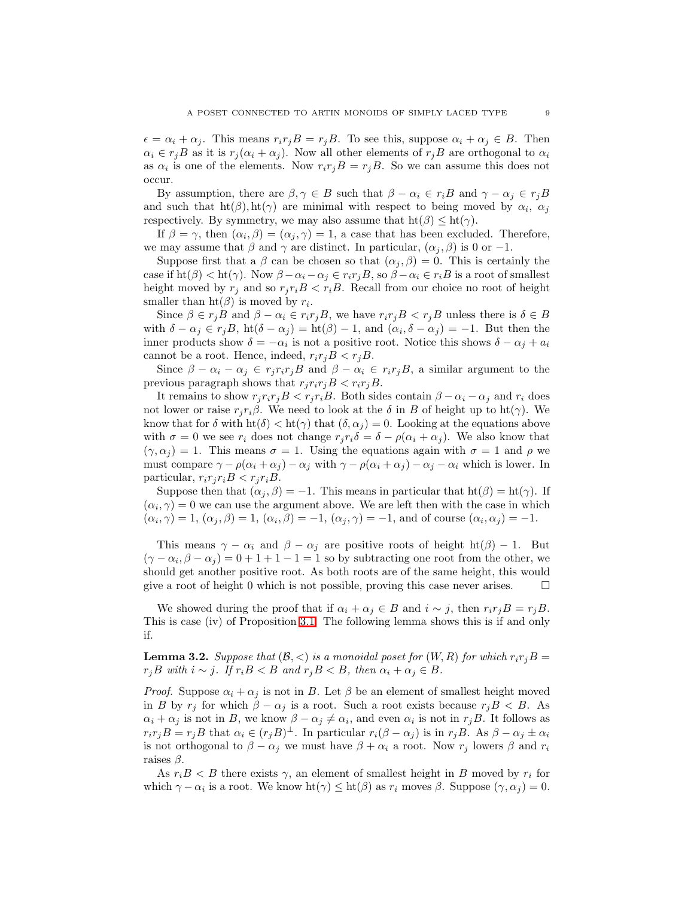$\epsilon = \alpha_i + \alpha_j$. This means $r_i r_j B = r_j B$. To see this, suppose $\alpha_i + \alpha_j \in B$. Then $\alpha_i \in r_j B$ as it is $r_j(\alpha_i + \alpha_j)$. Now all other elements of $r_j B$ are orthogonal to $\alpha_i$ as $\alpha_i$ is one of the elements. Now $r_i r_j B = r_j B$. So we can assume this does not occur.

By assumption, there are $\beta, \gamma \in B$ such that $\beta - \alpha_i \in r_i B$ and $\gamma - \alpha_j \in r_j B$ and such that $\mathrm{ht}(\beta), \mathrm{ht}(\gamma)$ are minimal with respect to being moved by $\alpha_i$, $\alpha_j$ respectively. By symmetry, we may also assume that $\mathrm{ht}(\beta) \leq \mathrm{ht}(\gamma)$.

If $\beta = \gamma$, then $(\alpha_i, \beta) = (\alpha_j, \gamma) = 1$, a case that has been excluded. Therefore, we may assume that $\beta$ and $\gamma$ are distinct. In particular, $(\alpha_j, \beta)$ is 0 or $-1$.

Suppose first that a $\beta$ can be chosen so that $(\alpha_j, \beta) = 0$. This is certainly the case if $\mathrm{ht}(\beta) < \mathrm{ht}(\gamma)$. Now $\beta - \alpha_i - \alpha_j \in r_i r_j B$, so $\beta - \alpha_i \in r_i B$ is a root of smallest height moved by $r_j$ and so $r_j r_i B < r_i B$. Recall from our choice no root of height smaller than $\mathrm{ht}(\beta)$ is moved by $r_i$.

Since $\beta \in r_j B$ and $\beta - \alpha_i \in r_i r_j B$, we have $r_i r_j B < r_j B$ unless there is $\delta \in B$ with $\delta - \alpha_j \in r_j B$, $\mathrm{ht}(\delta - \alpha_j) = \mathrm{ht}(\beta) - 1$, and $(\alpha_i, \delta - \alpha_j) = -1$. But then the inner products show $\delta = -\alpha_i$ is not a positive root. Notice this shows $\delta - \alpha_j + a_i$ cannot be a root. Hence, indeed, $r_i r_j B < r_j B$.

Since $\beta - \alpha_i - \alpha_j \in r_j r_i r_j B$ and $\beta - \alpha_i \in r_i r_j B$, a similar argument to the previous paragraph shows that $r_j r_i r_j B < r_i r_j B$.

It remains to show $r_j r_i r_j B < r_j r_i B$. Both sides contain $\beta - \alpha_i - \alpha_j$ and $r_i$ does not lower or raise $r_j r_i \beta$. We need to look at the $\delta$ in $B$ of height up to $\mathrm{ht}(\gamma)$. We know that for $\delta$ with $\mathrm{ht}(\delta) < \mathrm{ht}(\gamma)$ that $(\delta, \alpha_j) = 0$. Looking at the equations above with $\sigma = 0$ we see $r_i$ does not change $r_j r_i \delta = \delta - \rho(\alpha_i + \alpha_j)$. We also know that $(\gamma, \alpha_j) = 1$. This means $\sigma = 1$. Using the equations again with $\sigma = 1$ and $\rho$ we must compare $\gamma - \rho(\alpha_i + \alpha_j) - \alpha_j$ with $\gamma - \rho(\alpha_i + \alpha_j) - \alpha_j - \alpha_i$ which is lower. In particular, $r_i r_j r_i B < r_j r_i B$.

Suppose then that $(\alpha_j, \beta) = -1$. This means in particular that $\mathrm{ht}(\beta) = \mathrm{ht}(\gamma)$. If $(\alpha_i, \gamma) = 0$ we can use the argument above. We are left then with the case in which $(\alpha_i, \gamma) = 1$, $(\alpha_j, \beta) = 1$, $(\alpha_i, \beta) = -1$, $(\alpha_j, \gamma) = -1$, and of course $(\alpha_i, \alpha_j) = -1$.

This means $\gamma - \alpha_i$ and $\beta - \alpha_j$ are positive roots of height $\mathrm{ht}(\beta) - 1$. But $(\gamma - \alpha_i, \beta - \alpha_j) = 0 + 1 + 1 - 1 = 1$ so by subtracting one root from the other, we should get another positive root. As both roots are of the same height, this would give a root of height 0 which is not possible, proving this case never arises. □

We showed during the proof that if $\alpha_i + \alpha_j \in B$ and $i \sim j$, then $r_i r_j B = r_j B$. This is case (iv) of Proposition 3.1. The following lemma shows this is if and only if.

**Lemma 3.2.** *Suppose that $(\mathcal{B}, <)$ is a monoidal poset for $(W, R)$ for which $r_i r_j B = r_j B$ with $i \sim j$. If $r_i B < B$ and $r_j B < B$, then $\alpha_i + \alpha_j \in B$.*

*Proof.* Suppose $\alpha_i + \alpha_j$ is not in $B$. Let $\beta$ be an element of smallest height moved in $B$ by $r_j$ for which $\beta - \alpha_j$ is a root. Such a root exists because $r_j B < B$. As $\alpha_i + \alpha_j$ is not in $B$, we know $\beta - \alpha_j \neq \alpha_i$, and even $\alpha_i$ is not in $r_j B$. It follows as $r_i r_j B = r_j B$ that $\alpha_i \in (r_j B)^\perp$. In particular $r_i(\beta - \alpha_j)$ is in $r_j B$. As $\beta - \alpha_j \pm \alpha_i$ is not orthogonal to $\beta - \alpha_j$ we must have $\beta + \alpha_i$ a root. Now $r_j$ lowers $\beta$ and $r_i$ raises $\beta$.

As $r_i B < B$ there exists $\gamma$, an element of smallest height in $B$ moved by $r_i$ for which $\gamma - \alpha_i$ is a root. We know $\mathrm{ht}(\gamma) \leq \mathrm{ht}(\beta)$ as $r_i$ moves $\beta$. Suppose $(\gamma, \alpha_j) = 0$.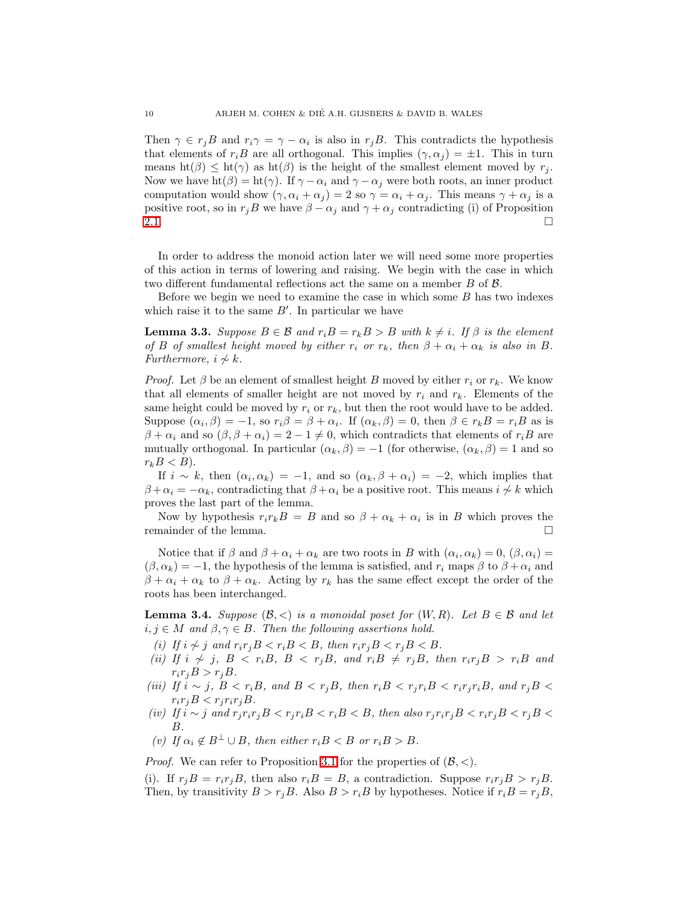Then $\gamma \in r_jB$ and $r_i\gamma = \gamma - \alpha_i$ is also in $r_jB$. This contradicts the hypothesis that elements of $r_iB$ are all orthogonal. This implies $(\gamma, \alpha_j) = \pm 1$. This in turn means $\mathrm{ht}(\beta) \leq \mathrm{ht}(\gamma)$ as $\mathrm{ht}(\beta)$ is the height of the smallest element moved by $r_j$. Now we have $\mathrm{ht}(\beta) = \mathrm{ht}(\gamma)$. If $\gamma - \alpha_i$ and $\gamma - \alpha_j$ were both roots, an inner product computation would show $(\gamma, \alpha_i + \alpha_j) = 2$ so $\gamma = \alpha_i + \alpha_j$. This means $\gamma + \alpha_j$ is a positive root, so in $r_jB$ we have $\beta - \alpha_j$ and $\gamma + \alpha_j$ contradicting (i) of Proposition 2.1. □

In order to address the monoid action later we will need some more properties of this action in terms of lowering and raising. We begin with the case in which two different fundamental reflections act the same on a member $B$ of $\mathcal{B}$.

Before we begin we need to examine the case in which some $B$ has two indexes which raise it to the same $B'$. In particular we have

**Lemma 3.3.** *Suppose $B \in \mathcal{B}$ and $r_iB = r_kB > B$ with $k \neq i$. If $\beta$ is the element of $B$ of smallest height moved by either $r_i$ or $r_k$, then $\beta + \alpha_i + \alpha_k$ is also in $B$. Furthermore, $i \not\sim k$.*

*Proof.* Let $\beta$ be an element of smallest height $B$ moved by either $r_i$ or $r_k$. We know that all elements of smaller height are not moved by $r_i$ and $r_k$. Elements of the same height could be moved by $r_i$ or $r_k$, but then the root would have to be added. Suppose $(\alpha_i, \beta) = -1$, so $r_i\beta = \beta + \alpha_i$. If $(\alpha_k, \beta) = 0$, then $\beta \in r_kB = r_iB$ as is $\beta + \alpha_i$ and so $(\beta, \beta + \alpha_i) = 2 - 1 \neq 0$, which contradicts that elements of $r_iB$ are mutually orthogonal. In particular $(\alpha_k, \beta) = -1$ (for otherwise, $(\alpha_k, \beta) = 1$ and so $r_kB < B$).

If $i \sim k$, then $(\alpha_i, \alpha_k) = -1$, and so $(\alpha_k, \beta + \alpha_i) = -2$, which implies that $\beta + \alpha_i = -\alpha_k$, contradicting that $\beta + \alpha_i$ be a positive root. This means $i \not\sim k$ which proves the last part of the lemma.

Now by hypothesis $r_ir_kB = B$ and so $\beta + \alpha_k + \alpha_i$ is in $B$ which proves the remainder of the lemma. □

Notice that if $\beta$ and $\beta + \alpha_i + \alpha_k$ are two roots in $B$ with $(\alpha_i, \alpha_k) = 0$, $(\beta, \alpha_i) = (\beta, \alpha_k) = -1$, the hypothesis of the lemma is satisfied, and $r_i$ maps $\beta$ to $\beta + \alpha_i$ and $\beta + \alpha_i + \alpha_k$ to $\beta + \alpha_k$. Acting by $r_k$ has the same effect except the order of the roots has been interchanged.

**Lemma 3.4.** *Suppose $(\mathcal{B}, <)$ is a monoidal poset for $(W, R)$. Let $B \in \mathcal{B}$ and let $i, j \in M$ and $\beta, \gamma \in B$. Then the following assertions hold.*

*(i) If $i \not\sim j$ and $r_ir_jB < r_iB < B$, then $r_ir_jB < r_jB < B$.*

*(ii) If $i \not\sim j$, $B < r_iB$, $B < r_jB$, and $r_iB \neq r_jB$, then $r_ir_jB > r_iB$ and $r_ir_jB > r_jB$.*

*(iii) If $i \sim j$, $B < r_iB$, and $B < r_jB$, then $r_iB < r_jr_iB < r_ir_jr_iB$, and $r_jB < r_ir_jB < r_jr_ir_jB$.*

*(iv) If $i \sim j$ and $r_jr_ir_jB < r_jr_iB < r_iB < B$, then also $r_jr_ir_jB < r_ir_jB < r_jB < B$.*

*(v) If $\alpha_i \notin B^\perp \cup B$, then either $r_iB < B$ or $r_iB > B$.*

*Proof.* We can refer to Proposition 3.1 for the properties of $(\mathcal{B}, <)$.

(i). If $r_jB = r_ir_jB$, then also $r_iB = B$, a contradiction. Suppose $r_ir_jB > r_jB$. Then, by transitivity $B > r_jB$. Also $B > r_iB$ by hypotheses. Notice if $r_iB = r_jB$,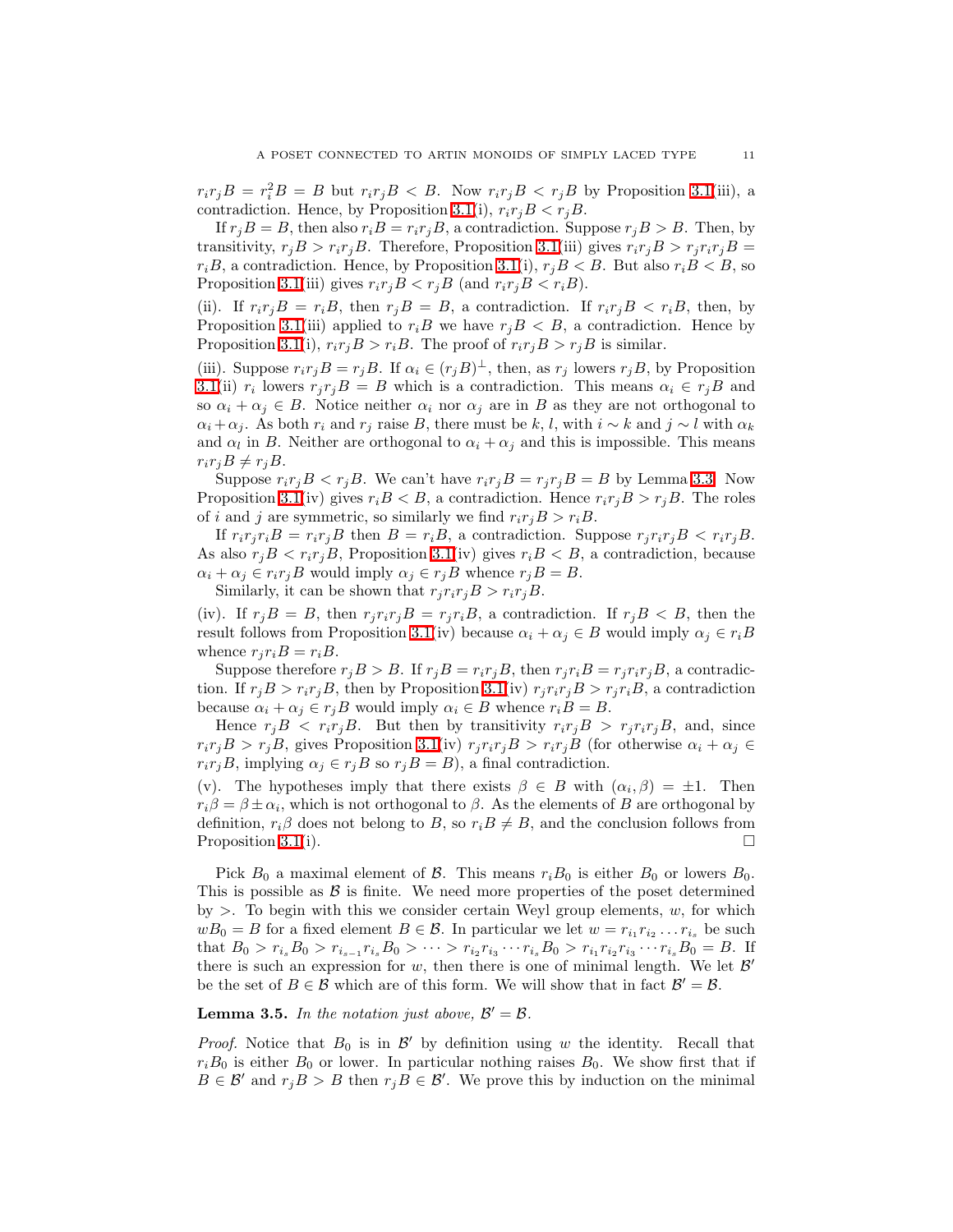$r_i r_j B = r_i^2 B = B$ but $r_i r_j B < B$. Now $r_i r_j B < r_j B$ by Proposition 3.1(iii), a contradiction. Hence, by Proposition 3.1(i), $r_i r_j B < r_j B$.

If $r_j B = B$, then also $r_i B = r_i r_j B$, a contradiction. Suppose $r_j B > B$. Then, by transitivity, $r_j B > r_i r_j B$. Therefore, Proposition 3.1(iii) gives $r_i r_j B > r_j r_i r_j B = r_i B$, a contradiction. Hence, by Proposition 3.1(i), $r_j B < B$. But also $r_i B < B$, so Proposition 3.1(iii) gives $r_i r_j B < r_j B$ (and $r_i r_j B < r_i B$).

(ii). If $r_i r_j B = r_i B$, then $r_j B = B$, a contradiction. If $r_i r_j B < r_i B$, then, by Proposition 3.1(iii) applied to $r_i B$ we have $r_j B < B$, a contradiction. Hence by Proposition 3.1(i), $r_i r_j B > r_i B$. The proof of $r_i r_j B > r_j B$ is similar.

(iii). Suppose $r_i r_j B = r_j B$. If $\alpha_i \in (r_j B)^\perp$, then, as $r_j$ lowers $r_j B$, by Proposition 3.1(ii) $r_i$ lowers $r_j r_j B = B$ which is a contradiction. This means $\alpha_i \in r_j B$ and so $\alpha_i + \alpha_j \in B$. Notice neither $\alpha_i$ nor $\alpha_j$ are in $B$ as they are not orthogonal to $\alpha_i + \alpha_j$. As both $r_i$ and $r_j$ raise $B$, there must be $k$, $l$, with $i \sim k$ and $j \sim l$ with $\alpha_k$ and $\alpha_l$ in $B$. Neither are orthogonal to $\alpha_i + \alpha_j$ and this is impossible. This means $r_i r_j B \neq r_j B$.

Suppose $r_i r_j B < r_j B$. We can't have $r_i r_j B = r_j r_j B = B$ by Lemma 3.3. Now Proposition 3.1(iv) gives $r_i B < B$, a contradiction. Hence $r_i r_j B > r_j B$. The roles of $i$ and $j$ are symmetric, so similarly we find $r_i r_j B > r_i B$.

If $r_i r_j r_i B = r_i r_j B$ then $B = r_i B$, a contradiction. Suppose $r_j r_i r_j B < r_i r_j B$. As also $r_j B < r_i r_j B$, Proposition 3.1(iv) gives $r_i B < B$, a contradiction, because $\alpha_i + \alpha_j \in r_i r_j B$ would imply $\alpha_j \in r_j B$ whence $r_j B = B$.

Similarly, it can be shown that $r_j r_i r_j B > r_i r_j B$.

(iv). If $r_j B = B$, then $r_j r_i r_j B = r_j r_i B$, a contradiction. If $r_j B < B$, then the result follows from Proposition 3.1(iv) because $\alpha_i + \alpha_j \in B$ would imply $\alpha_j \in r_i B$ whence $r_j r_i B = r_i B$.

Suppose therefore $r_j B > B$. If $r_j B = r_i r_j B$, then $r_j r_i B = r_j r_i r_j B$, a contradiction. If $r_j B > r_i r_j B$, then by Proposition 3.1(iv) $r_j r_i r_j B > r_j r_i B$, a contradiction because $\alpha_i + \alpha_j \in r_j B$ would imply $\alpha_i \in B$ whence $r_i B = B$.

Hence $r_j B < r_i r_j B$. But then by transitivity $r_i r_j B > r_j r_i r_j B$, and, since $r_i r_j B > r_j B$, gives Proposition 3.1(iv) $r_j r_i r_j B > r_i r_j B$ (for otherwise $\alpha_i + \alpha_j \in r_i r_j B$, implying $\alpha_j \in r_j B$ so $r_j B = B$), a final contradiction.

(v). The hypotheses imply that there exists $\beta \in B$ with $(\alpha_i, \beta) = \pm 1$. Then $r_i \beta = \beta \pm \alpha_i$, which is not orthogonal to $\beta$. As the elements of $B$ are orthogonal by definition, $r_i \beta$ does not belong to $B$, so $r_i B \neq B$, and the conclusion follows from Proposition 3.1(i). $\square$

Pick $B_0$ a maximal element of $\mathcal{B}$. This means $r_i B_0$ is either $B_0$ or lowers $B_0$. This is possible as $\mathcal{B}$ is finite. We need more properties of the poset determined by $>$. To begin with this we consider certain Weyl group elements, $w$, for which $wB_0 = B$ for a fixed element $B \in \mathcal{B}$. In particular we let $w = r_{i_1} r_{i_2} \dots r_{i_s}$ be such that $B_0 > r_{i_s} B_0 > r_{i_{s-1}} r_{i_s} B_0 > \cdots > r_{i_2} r_{i_3} \cdots r_{i_s} B_0 > r_{i_1} r_{i_2} r_{i_3} \cdots r_{i_s} B_0 = B$. If there is such an expression for $w$, then there is one of minimal length. We let $\mathcal{B}'$ be the set of $B \in \mathcal{B}$ which are of this form. We will show that in fact $\mathcal{B}' = \mathcal{B}$.

**Lemma 3.5.** *In the notation just above, $\mathcal{B}' = \mathcal{B}$.*

*Proof.* Notice that $B_0$ is in $\mathcal{B}'$ by definition using $w$ the identity. Recall that $r_i B_0$ is either $B_0$ or lower. In particular nothing raises $B_0$. We show first that if $B \in \mathcal{B}'$ and $r_j B > B$ then $r_j B \in \mathcal{B}'$. We prove this by induction on the minimal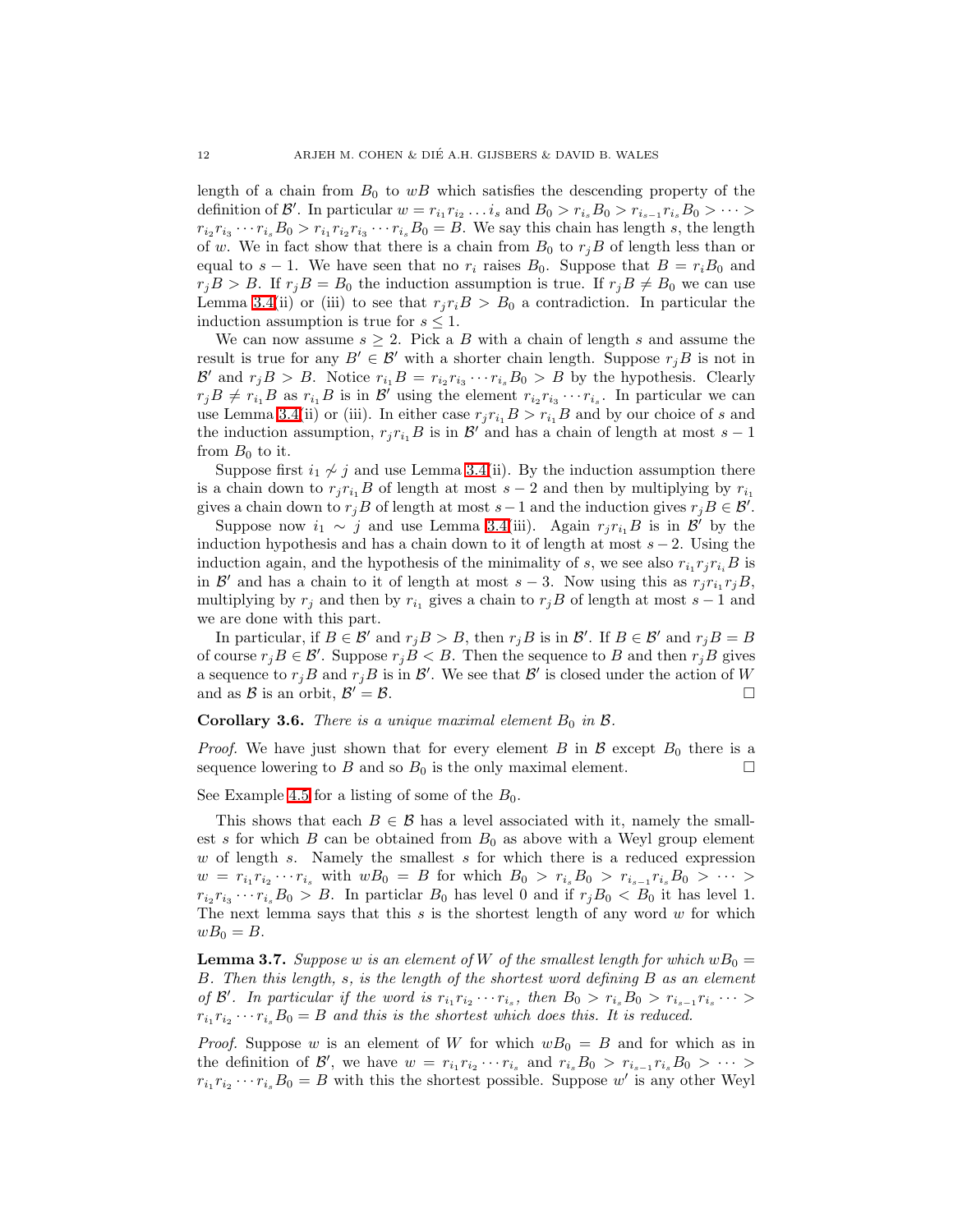length of a chain from $B_0$ to $wB$ which satisfies the descending property of the definition of $\mathcal{B}'$. In particular $w = r_{i_1}r_{i_2}\dots i_s$ and $B_0 > r_{i_s}B_0 > r_{i_{s-1}}r_{i_s}B_0 > \cdots > r_{i_2}r_{i_3}\cdots r_{i_s}B_0 > r_{i_1}r_{i_2}r_{i_3}\cdots r_{i_s}B_0 = B$. We say this chain has length $s$, the length of $w$. We in fact show that there is a chain from $B_0$ to $r_jB$ of length less than or equal to $s-1$. We have seen that no $r_i$ raises $B_0$. Suppose that $B = r_iB_0$ and $r_jB > B$. If $r_jB = B_0$ the induction assumption is true. If $r_jB \neq B_0$ we can use Lemma 3.4(ii) or (iii) to see that $r_jr_iB > B_0$ a contradiction. In particular the induction assumption is true for $s \leq 1$.

We can now assume $s \geq 2$. Pick a $B$ with a chain of length $s$ and assume the result is true for any $B' \in \mathcal{B}'$ with a shorter chain length. Suppose $r_jB$ is not in $\mathcal{B}'$ and $r_jB > B$. Notice $r_{i_1}B = r_{i_2}r_{i_3}\cdots r_{i_s}B_0 > B$ by the hypothesis. Clearly $r_jB \neq r_{i_1}B$ as $r_{i_1}B$ is in $\mathcal{B}'$ using the element $r_{i_2}r_{i_3}\cdots r_{i_s}$. In particular we can use Lemma 3.4(ii) or (iii). In either case $r_jr_{i_1}B > r_{i_1}B$ and by our choice of $s$ and the induction assumption, $r_jr_{i_1}B$ is in $\mathcal{B}'$ and has a chain of length at most $s-1$ from $B_0$ to it.

Suppose first $i_1 \not\sim j$ and use Lemma 3.4(ii). By the induction assumption there is a chain down to $r_jr_{i_1}B$ of length at most $s-2$ and then by multiplying by $r_{i_1}$ gives a chain down to $r_jB$ of length at most $s-1$ and the induction gives $r_jB \in \mathcal{B}'$.

Suppose now $i_1 \sim j$ and use Lemma 3.4(iii). Again $r_jr_{i_1}B$ is in $\mathcal{B}'$ by the induction hypothesis and has a chain down to it of length at most $s-2$. Using the induction again, and the hypothesis of the minimality of $s$, we see also $r_{i_1}r_jr_{i_1}B$ is in $\mathcal{B}'$ and has a chain to it of length at most $s-3$. Now using this as $r_jr_{i_1}r_jB$, multiplying by $r_j$ and then by $r_{i_1}$ gives a chain to $r_jB$ of length at most $s-1$ and we are done with this part.

In particular, if $B \in \mathcal{B}'$ and $r_jB > B$, then $r_jB$ is in $\mathcal{B}'$. If $B \in \mathcal{B}'$ and $r_jB = B$ of course $r_jB \in \mathcal{B}'$. Suppose $r_jB < B$. Then the sequence to $B$ and then $r_jB$ gives a sequence to $r_jB$ and $r_jB$ is in $\mathcal{B}'$. We see that $\mathcal{B}'$ is closed under the action of $W$ and as $\mathcal{B}$ is an orbit, $\mathcal{B}' = \mathcal{B}$. □

**Corollary 3.6.** *There is a unique maximal element $B_0$ in $\mathcal{B}$.*

*Proof.* We have just shown that for every element $B$ in $\mathcal{B}$ except $B_0$ there is a sequence lowering to $B$ and so $B_0$ is the only maximal element. □

See Example 4.5 for a listing of some of the $B_0$.

This shows that each $B \in \mathcal{B}$ has a level associated with it, namely the smallest $s$ for which $B$ can be obtained from $B_0$ as above with a Weyl group element $w$ of length $s$. Namely the smallest $s$ for which there is a reduced expression $w = r_{i_1}r_{i_2}\cdots r_{i_s}$ with $wB_0 = B$ for which $B_0 > r_{i_s}B_0 > r_{i_{s-1}}r_{i_s}B_0 > \cdots > r_{i_2}r_{i_3}\cdots r_{i_s}B_0 > B$. In particlar $B_0$ has level 0 and if $r_jB_0 < B_0$ it has level 1. The next lemma says that this $s$ is the shortest length of any word $w$ for which $wB_0 = B$.

**Lemma 3.7.** *Suppose $w$ is an element of $W$ of the smallest length for which $wB_0 = B$. Then this length, $s$, is the length of the shortest word defining $B$ as an element of $\mathcal{B}'$. In particular if the word is $r_{i_1}r_{i_2}\cdots r_{i_s}$, then $B_0 > r_{i_s}B_0 > r_{i_{s-1}}r_{i_s}\cdots > r_{i_1}r_{i_2}\cdots r_{i_s}B_0 = B$ and this is the shortest which does this. It is reduced.*

*Proof.* Suppose $w$ is an element of $W$ for which $wB_0 = B$ and for which as in the definition of $\mathcal{B}'$, we have $w = r_{i_1}r_{i_2}\cdots r_{i_s}$ and $r_{i_s}B_0 > r_{i_{s-1}}r_{i_s}B_0 > \cdots > r_{i_1}r_{i_2}\cdots r_{i_s}B_0 = B$ with this the shortest possible. Suppose $w'$ is any other Weyl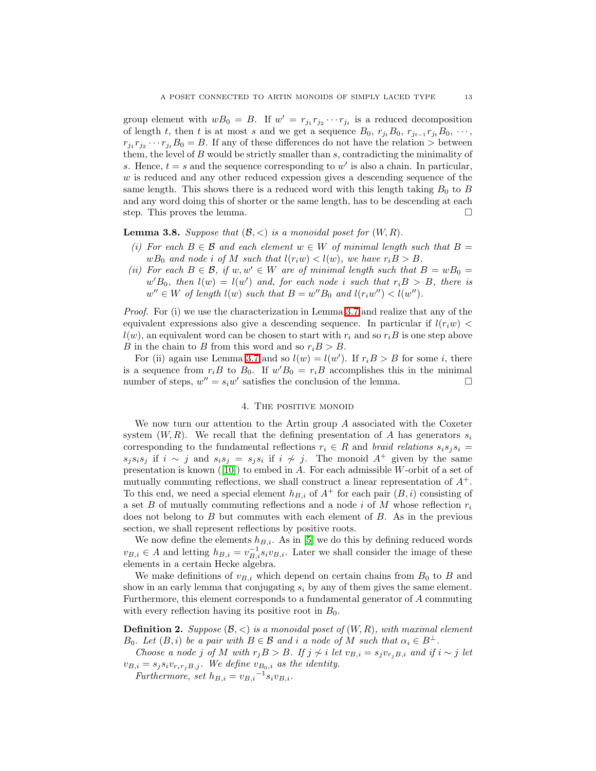group element with $wB_0 = B$. If $w' = r_{j_1} r_{j_2} \cdots r_{j_t}$ is a reduced decomposition of length $t$, then $t$ is at most $s$ and we get a sequence $B_0$, $r_{j_t} B_0$, $r_{j_{t-1}} r_{j_t} B_0$, $\cdots$, $r_{j_1} r_{j_2} \cdots r_{j_t} B_0 = B$. If any of these differences do not have the relation $>$ between them, the level of $B$ would be strictly smaller than $s$, contradicting the minimality of $s$. Hence, $t = s$ and the sequence corresponding to $w'$ is also a chain. In particular, $w$ is reduced and any other reduced expession gives a descending sequence of the same length. This shows there is a reduced word with this length taking $B_0$ to $B$ and any word doing this of shorter or the same length, has to be descending at each step. This proves the lemma. $\square$

**Lemma 3.8.** *Suppose that $(\mathcal{B}, <)$ is a monoidal poset for $(W, R)$.*

*(i) For each $B \in \mathcal{B}$ and each element $w \in W$ of minimal length such that $B = wB_0$ and node $i$ of $M$ such that $l(r_i w) < l(w)$, we have $r_i B > B$.*

*(ii) For each $B \in \mathcal{B}$, if $w, w' \in W$ are of minimal length such that $B = wB_0 = w'B_0$, then $l(w) = l(w')$ and, for each node $i$ such that $r_i B > B$, there is $w'' \in W$ of length $l(w)$ such that $B = w''B_0$ and $l(r_i w'') < l(w'')$.*

*Proof.* For (i) we use the characterization in Lemma 3.7 and realize that any of the equivalent expressions also give a descending sequence. In particular if $l(r_i w) < l(w)$, an equivalent word can be chosen to start with $r_i$ and so $r_i B$ is one step above $B$ in the chain to $B$ from this word and so $r_i B > B$.

For (ii) again use Lemma 3.7 and so $l(w) = l(w')$. If $r_i B > B$ for some $i$, there is a sequence from $r_i B$ to $B_0$. If $w'B_0 = r_i B$ accomplishes this in the minimal number of steps, $w'' = s_i w'$ satisfies the conclusion of the lemma. $\square$

## 4. The positive monoid

We now turn our attention to the Artin group $A$ associated with the Coxeter system $(W, R)$. We recall that the defining presentation of $A$ has generators $s_i$ corresponding to the fundamental reflections $r_i \in R$ and *braid relations* $s_i s_j s_i = s_j s_i s_j$ if $i \sim j$ and $s_i s_j = s_j s_i$ if $i \not\sim j$. The monoid $A^+$ given by the same presentation is known ([10]) to embed in $A$. For each admissible $W$-orbit of a set of mutually commuting reflections, we shall construct a linear representation of $A^+$. To this end, we need a special element $h_{B,i}$ of $A^+$ for each pair $(B, i)$ consisting of a set $B$ of mutually commuting reflections and a node $i$ of $M$ whose reflection $r_i$ does not belong to $B$ but commutes with each element of $B$. As in the previous section, we shall represent reflections by positive roots.

We now define the elements $h_{B,i}$. As in [5] we do this by defining reduced words $v_{B,i} \in A$ and letting $h_{B,i} = v_{B,i}^{-1} s_i v_{B,i}$. Later we shall consider the image of these elements in a certain Hecke algebra.

We make definitions of $v_{B,i}$ which depend on certain chains from $B_0$ to $B$ and show in an early lemma that conjugating $s_i$ by any of them gives the same element. Furthermore, this element corresponds to a fundamental generator of $A$ commuting with every reflection having its positive root in $B_0$.

**Definition 2.** *Suppose $(\mathcal{B}, <)$ is a monoidal poset of $(W, R)$, with maximal element $B_0$. Let $(B, i)$ be a pair with $B \in \mathcal{B}$ and $i$ a node of $M$ such that $\alpha_i \in B^{\perp}$.*

*Choose a node $j$ of $M$ with $r_j B > B$. If $j \not\sim i$ let $v_{B,i} = s_j v_{r_j B, i}$ and if $i \sim j$ let $v_{B,i} = s_j s_i v_{r_i r_j B, j}$. We define $v_{B_0, i}$ as the identity.*

*Furthermore, set $h_{B,i} = {v_{B,i}}^{-1} s_i v_{B,i}$.*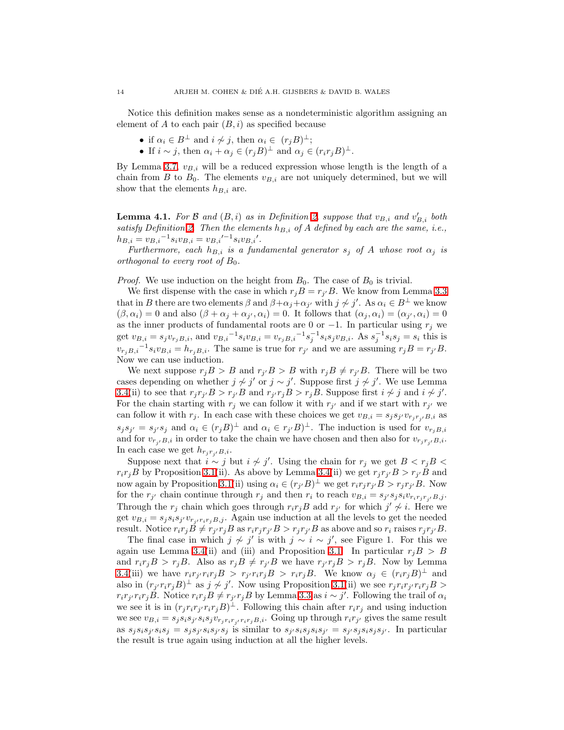Notice this definition makes sense as a nondeterministic algorithm assigning an element of $A$ to each pair $(B, i)$ as specified because

- if $\alpha_i \in B^\perp$ and $i \not\sim j$, then $\alpha_i \in (r_jB)^\perp$;
- If $i \sim j$, then $\alpha_i + \alpha_j \in (r_jB)^\perp$ and $\alpha_j \in (r_ir_jB)^\perp$.

By Lemma 3.7, $v_{B,i}$ will be a reduced expression whose length is the length of a chain from $B$ to $B_0$. The elements $v_{B,i}$ are not uniquely determined, but we will show that the elements $h_{B,i}$ are.

**Lemma 4.1.** *For $\mathcal{B}$ and $(B, i)$ as in Definition 2, suppose that $v_{B,i}$ and $v'_{B,i}$ both satisfy Definition 2. Then the elements $h_{B,i}$ of $A$ defined by each are the same, i.e., $h_{B,i} = {v_{B,i}}^{-1} s_i v_{B,i} = {v_{B,i}'}^{-1} s_i v_{B,i}'$.*

*Furthermore, each $h_{B,i}$ is a fundamental generator $s_j$ of $A$ whose root $\alpha_j$ is orthogonal to every root of $B_0$.*

*Proof.* We use induction on the height from $B_0$. The case of $B_0$ is trivial.

We first dispense with the case in which $r_jB = r_{j'}B$. We know from Lemma 3.3 that in $B$ there are two elements $\beta$ and $\beta + \alpha_j + \alpha_{j'}$ with $j \not\sim j'$. As $\alpha_i \in B^\perp$ we know $(\beta, \alpha_i) = 0$ and also $(\beta + \alpha_j + \alpha_{j'}, \alpha_i) = 0$. It follows that $(\alpha_j, \alpha_i) = (\alpha_{j'}, \alpha_i) = 0$ as the inner products of fundamental roots are 0 or $-1$. In particular using $r_j$ we get $v_{B,i} = s_j v_{r_jB,i}$, and ${v_{B,i}}^{-1} s_i v_{B,i} = {v_{r_jB,i}}^{-1} s_j^{-1} s_i s_j v_{B,i}$. As $s_j^{-1} s_i s_j = s_i$ this is ${v_{r_jB,i}}^{-1} s_i v_{B,i} = h_{r_jB,i}$. The same is true for $r_{j'}$ and we are assuming $r_jB = r_{j'}B$. Now we can use induction.

We next suppose $r_jB > B$ and $r_{j'}B > B$ with $r_jB \neq r_{j'}B$. There will be two cases depending on whether $j \not\sim j'$ or $j \sim j'$. Suppose first $j \not\sim j'$. We use Lemma 3.4(ii) to see that $r_jr_{j'}B > r_{j'}B$ and $r_{j'}r_jB > r_jB$. Suppose first $i \not\sim j$ and $i \not\sim j'$. For the chain starting with $r_j$ we can follow it with $r_{j'}$ and if we start with $r_{j'}$ we can follow it with $r_j$. In each case with these choices we get $v_{B,i} = s_js_{j'}v_{r_jr_{j'}B,i}$ as $s_js_{j'} = s_{j'}s_j$ and $\alpha_i \in (r_jB)^\perp$ and $\alpha_i \in r_{j'}B)^\perp$. The induction is used for $v_{r_jB,i}$ and for $v_{r_{j'}B,i}$ in order to take the chain we have chosen and then also for $v_{r_jr_{j'}B,i}$. In each case we get $h_{r_jr_{j'}B,i}$.

Suppose next that $i \sim j$ but $i \not\sim j'$. Using the chain for $r_j$ we get $B < r_jB < r_ir_jB$ by Proposition 3.1(ii). As above by Lemma 3.4(ii) we get $r_jr_{j'}B > r_{j'}B$ and now again by Proposition 3.1(ii) using $\alpha_i \in (r_{j'}B)^\perp$ we get $r_ir_jr_{j'}B > r_jr_{j'}B$. Now for the $r_{j'}$ chain continue through $r_j$ and then $r_i$ to reach $v_{B,i} = s_{j'}s_js_iv_{r_ir_jr_{j'}B,j}$. Through the $r_j$ chain which goes through $r_ir_jB$ add $r_{j'}$ for which $j' \not\sim i$. Here we get $v_{B,i} = s_js_is_{j'}v_{r_{j'}r_ir_jB,j}$. Again use induction at all the levels to get the needed result. Notice $r_ir_jB \neq r_{j'}r_jB$ as $r_ir_jr_{j'}B > r_jr_{j'}B$ as above and so $r_i$ raises $r_jr_{j'}B$.

The final case in which $j \not\sim j'$ is with $j \sim i \sim j'$, see Figure 1. For this we again use Lemma 3.4(ii) and (iii) and Proposition 3.1. In particular $r_jB > B$ and $r_ir_jB > r_jB$. Also as $r_jB \neq r_{j'}B$ we have $r_{j'}r_jB > r_jB$. Now by Lemma 3.4(iii) we have $r_ir_{j'}r_ir_jB > r_{j'}r_ir_jB > r_ir_jB$. We know $\alpha_j \in (r_ir_jB)^\perp$ and also in $(r_{j'}r_ir_jB)^\perp$ as $j \not\sim j'$. Now using Proposition 3.1(ii) we see $r_jr_ir_{j'}r_ir_jB > r_ir_{j'}r_ir_jB$. Notice $r_ir_jB \neq r_{j'}r_jB$ by Lemma 3.3 as $i \sim j'$. Following the trail of $\alpha_i$ we see it is in $(r_jr_ir_{j'}r_ir_jB)^\perp$. Following this chain after $r_ir_j$ and using induction we see $v_{B,i} = s_js_is_{j'}s_is_jv_{r_jr_ir_{j'}r_ir_jB,i}$. Going up through $r_ir_{j'}$ gives the same result as $s_js_is_{j'}s_is_j = s_js_{j'}s_is_{j'}s_j$ is similar to $s_{j'}s_is_js_is_{j'} = s_{j'}s_js_is_js_{j'}$. In particular the result is true again using induction at all the higher levels.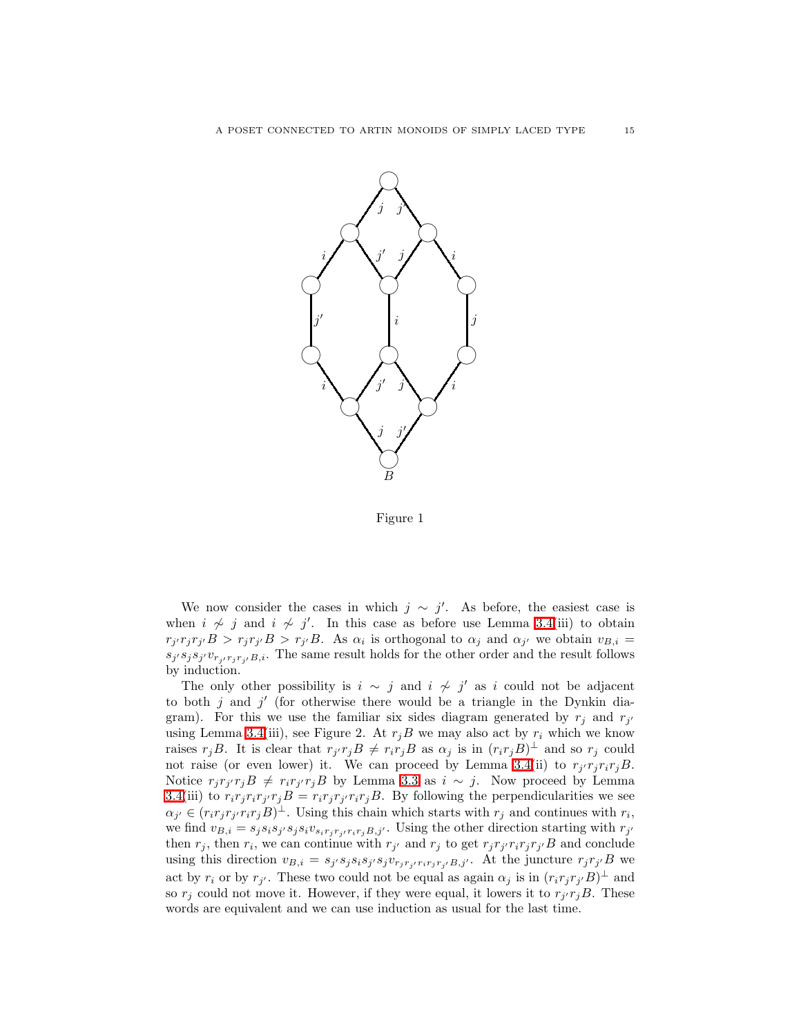Figure 1

We now consider the cases in which $j \sim j'$. As before, the easiest case is when $i \not\sim j$ and $i \not\sim j'$. In this case as before use Lemma 3.4(iii) to obtain $r_{j'}r_jr_{j'}B > r_jr_{j'}B > r_{j'}B$. As $\alpha_i$ is orthogonal to $\alpha_j$ and $\alpha_{j'}$ we obtain $v_{B,i} = s_{j'}s_js_{j'}v_{r_{j'}r_jr_{j'}B,i}$. The same result holds for the other order and the result follows by induction.

The only other possibility is $i \sim j$ and $i \not\sim j'$ as $i$ could not be adjacent to both $j$ and $j'$ (for otherwise there would be a triangle in the Dynkin diagram). For this we use the familiar six sides diagram generated by $r_j$ and $r_{j'}$ using Lemma 3.4(iii), see Figure 2. At $r_jB$ we may also act by $r_i$ which we know raises $r_jB$. It is clear that $r_{j'}r_jB \neq r_ir_jB$ as $\alpha_j$ is in $(r_ir_jB)^\perp$ and so $r_j$ could not raise (or even lower) it. We can proceed by Lemma 3.4(ii) to $r_{j'}r_jr_ir_jB$. Notice $r_jr_{j'}r_jB \neq r_ir_{j'}r_jB$ by Lemma 3.3 as $i \sim j$. Now proceed by Lemma 3.4(iii) to $r_ir_jr_ir_{j'}r_jB = r_ir_jr_{j'}r_ir_jB$. By following the perpendicularities we see $\alpha_{j'} \in (r_ir_jr_{j'}r_ir_jB)^\perp$. Using this chain which starts with $r_j$ and continues with $r_i$, we find $v_{B,i} = s_js_is_{j'}s_js_iv_{s_ir_jr_{j'}r_ir_jB,j'}$. Using the other direction starting with $r_{j'}$ then $r_j$, then $r_i$, we can continue with $r_{j'}$ and $r_j$ to get $r_jr_{j'}r_ir_jr_{j'}B$ and conclude using this direction $v_{B,i} = s_{j'}s_js_is_{j'}s_jv_{r_jr_{j'}r_ir_jr_{j'}B,j'}$. At the juncture $r_jr_{j'}B$ we act by $r_i$ or by $r_{j'}$. These two could not be equal as again $\alpha_j$ is in $(r_ir_jr_{j'}B)^\perp$ and so $r_j$ could not move it. However, if they were equal, it lowers it to $r_{j'}r_jB$. These words are equivalent and we can use induction as usual for the last time.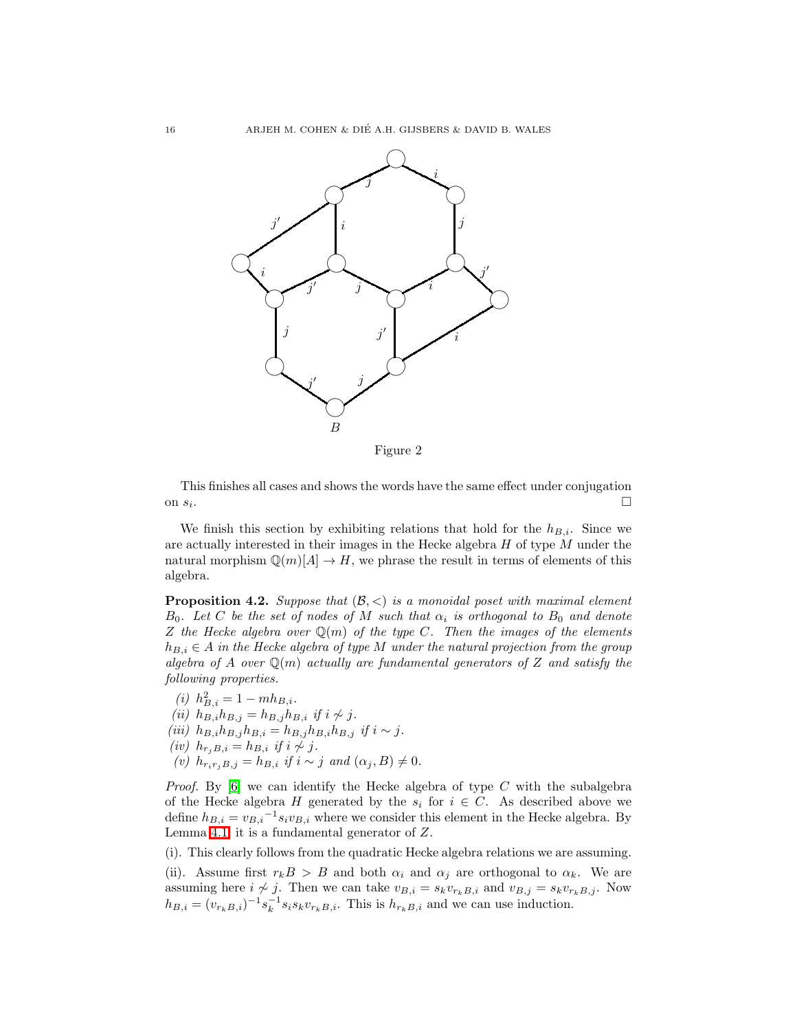Figure 2

This finishes all cases and shows the words have the same effect under conjugation on $s_i$. □

We finish this section by exhibiting relations that hold for the $h_{B,i}$. Since we are actually interested in their images in the Hecke algebra $H$ of type $M$ under the natural morphism $\mathbb{Q}(m)[A] \to H$, we phrase the result in terms of elements of this algebra.

**Proposition 4.2.** *Suppose that $(\mathcal{B}, <)$ is a monoidal poset with maximal element $B_0$. Let $C$ be the set of nodes of $M$ such that $\alpha_i$ is orthogonal to $B_0$ and denote $Z$ the Hecke algebra over $\mathbb{Q}(m)$ of the type $C$. Then the images of the elements $h_{B,i} \in A$ in the Hecke algebra of type $M$ under the natural projection from the group algebra of $A$ over $\mathbb{Q}(m)$ actually are fundamental generators of $Z$ and satisfy the following properties.*

*(i)* $h_{B,i}^2 = 1 - m h_{B,i}$.

*(ii)* $h_{B,i} h_{B,j} = h_{B,j} h_{B,i}$ *if* $i \not\sim j$.

*(iii)* $h_{B,i} h_{B,j} h_{B,i} = h_{B,j} h_{B,i} h_{B,j}$ *if* $i \sim j$.

*(iv)* $h_{r_j B,i} = h_{B,i}$ *if* $i \not\sim j$.

*(v)* $h_{r_i r_j B,j} = h_{B,i}$ *if* $i \sim j$ *and* $(\alpha_j, B) \neq 0$.

*Proof.* By [6] we can identify the Hecke algebra of type $C$ with the subalgebra of the Hecke algebra $H$ generated by the $s_i$ for $i \in C$. As described above we define $h_{B,i} = {v_{B,i}}^{-1} s_i v_{B,i}$ where we consider this element in the Hecke algebra. By Lemma 4.1 it is a fundamental generator of $Z$.

(i). This clearly follows from the quadratic Hecke algebra relations we are assuming.

(ii). Assume first $r_k B > B$ and both $\alpha_i$ and $\alpha_j$ are orthogonal to $\alpha_k$. We are assuming here $i \not\sim j$. Then we can take $v_{B,i} = s_k v_{r_k B,i}$ and $v_{B,j} = s_k v_{r_k B,j}$. Now $h_{B,i} = (v_{r_k B,i})^{-1} s_k^{-1} s_i s_k v_{r_k B,i}$. This is $h_{r_k B,i}$ and we can use induction.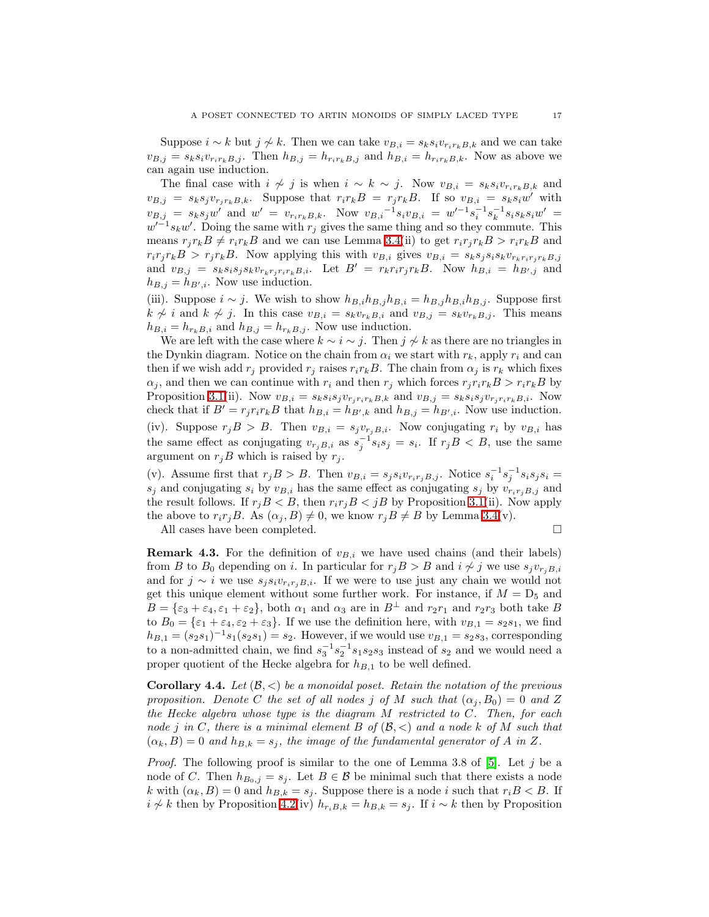Suppose $i \sim k$ but $j \not\sim k$. Then we can take $v_{B,i} = s_k s_i v_{r_i r_k B,k}$ and we can take $v_{B,j} = s_k s_i v_{r_i r_k B,j}$. Then $h_{B,j} = h_{r_i r_k B,j}$ and $h_{B,i} = h_{r_i r_k B,k}$. Now as above we can again use induction.

The final case with $i \not\sim j$ is when $i \sim k \sim j$. Now $v_{B,i} = s_k s_i v_{r_i r_k B,k}$ and $v_{B,j} = s_k s_j v_{r_j r_k B,k}$. Suppose that $r_i r_k B = r_j r_k B$. If so $v_{B,i} = s_k s_i w'$ with $v_{B,j} = s_k s_j w'$ and $w' = v_{r_i r_k B,k}$. Now $v_{B,i}{}^{-1} s_i v_{B,i} = w'^{-1} s_i^{-1} s_k^{-1} s_i s_k s_i w' = w'^{-1} s_k w'$. Doing the same with $r_j$ gives the same thing and so they commute. This means $r_j r_k B \neq r_i r_k B$ and we can use Lemma 3.4(ii) to get $r_i r_j r_k B > r_i r_k B$ and $r_i r_j r_k B > r_j r_k B$. Now applying this with $v_{B,i}$ gives $v_{B,i} = s_k s_j s_i s_k v_{r_k r_i r_j r_k B,j}$ and $v_{B,j} = s_k s_i s_j s_k v_{r_k r_j r_i r_k B,i}$. Let $B' = r_k r_i r_j r_k B$. Now $h_{B,i} = h_{B',j}$ and $h_{B,j} = h_{B',i}$. Now use induction.

(iii). Suppose $i \sim j$. We wish to show $h_{B,i} h_{B,j} h_{B,i} = h_{B,j} h_{B,i} h_{B,j}$. Suppose first $k \not\sim i$ and $k \not\sim j$. In this case $v_{B,i} = s_k v_{r_k B,i}$ and $v_{B,j} = s_k v_{r_k B,j}$. This means $h_{B,i} = h_{r_k B,i}$ and $h_{B,j} = h_{r_k B,j}$. Now use induction.

We are left with the case where $k \sim i \sim j$. Then $j \not\sim k$ as there are no triangles in the Dynkin diagram. Notice on the chain from $\alpha_i$ we start with $r_k$, apply $r_i$ and can then if we wish add $r_j$ provided $r_j$ raises $r_i r_k B$. The chain from $\alpha_j$ is $r_k$ which fixes $\alpha_j$, and then we can continue with $r_i$ and then $r_j$ which forces $r_j r_i r_k B > r_i r_k B$ by Proposition 3.1(ii). Now $v_{B,i} = s_k s_i s_j v_{r_j r_i r_k B,k}$ and $v_{B,j} = s_k s_i s_j v_{r_j r_i r_k B,i}$. Now check that if $B' = r_j r_i r_k B$ that $h_{B,i} = h_{B',k}$ and $h_{B,j} = h_{B',i}$. Now use induction.

(iv). Suppose $r_j B > B$. Then $v_{B,i} = s_j v_{r_j B,i}$. Now conjugating $r_i$ by $v_{B,i}$ has the same effect as conjugating $v_{r_j B,i}$ as $s_j^{-1} s_i s_j = s_i$. If $r_j B < B$, use the same argument on $r_j B$ which is raised by $r_j$.

(v). Assume first that $r_j B > B$. Then $v_{B,i} = s_j s_i v_{r_i r_j B,j}$. Notice $s_i^{-1} s_j^{-1} s_i s_j s_i = s_j$ and conjugating $s_i$ by $v_{B,i}$ has the same effect as conjugating $s_j$ by $v_{r_i r_j B,j}$ and the result follows. If $r_j B < B$, then $r_i r_j B < jB$ by Proposition 3.1(ii). Now apply the above to $r_i r_j B$. As $(\alpha_j, B) \neq 0$, we know $r_j B \neq B$ by Lemma 3.4(v).

All cases have been completed. $\square$

**Remark 4.3.** For the definition of $v_{B,i}$ we have used chains (and their labels) from $B$ to $B_0$ depending on $i$. In particular for $r_j B > B$ and $i \not\sim j$ we use $s_j v_{r_j B,i}$ and for $j \sim i$ we use $s_j s_i v_{r_i r_j B,i}$. If we were to use just any chain we would not get this unique element without some further work. For instance, if $M = \mathrm{D}_5$ and $B = \{\varepsilon_3 + \varepsilon_4, \varepsilon_1 + \varepsilon_2\}$, both $\alpha_1$ and $\alpha_3$ are in $B^\perp$ and $r_2 r_1$ and $r_2 r_3$ both take $B$ to $B_0 = \{\varepsilon_1 + \varepsilon_4, \varepsilon_2 + \varepsilon_3\}$. If we use the definition here, with $v_{B,1} = s_2 s_1$, we find $h_{B,1} = (s_2 s_1)^{-1} s_1 (s_2 s_1) = s_2$. However, if we would use $v_{B,1} = s_2 s_3$, corresponding to a non-admitted chain, we find $s_3^{-1} s_2^{-1} s_1 s_2 s_3$ instead of $s_2$ and we would need a proper quotient of the Hecke algebra for $h_{B,1}$ to be well defined.

**Corollary 4.4.** *Let $(\mathcal{B}, <)$ be a monoidal poset. Retain the notation of the previous proposition. Denote $C$ the set of all nodes $j$ of $M$ such that $(\alpha_j, B_0) = 0$ and $Z$ the Hecke algebra whose type is the diagram $M$ restricted to $C$. Then, for each node $j$ in $C$, there is a minimal element $B$ of $(\mathcal{B}, <)$ and a node $k$ of $M$ such that $(\alpha_k, B) = 0$ and $h_{B,k} = s_j$, the image of the fundamental generator of $A$ in $Z$.*

*Proof.* The following proof is similar to the one of Lemma 3.8 of [5]. Let $j$ be a node of $C$. Then $h_{B_0,j} = s_j$. Let $B \in \mathcal{B}$ be minimal such that there exists a node $k$ with $(\alpha_k, B) = 0$ and $h_{B,k} = s_j$. Suppose there is a node $i$ such that $r_i B < B$. If $i \not\sim k$ then by Proposition 4.2(iv) $h_{r_i B,k} = h_{B,k} = s_j$. If $i \sim k$ then by Proposition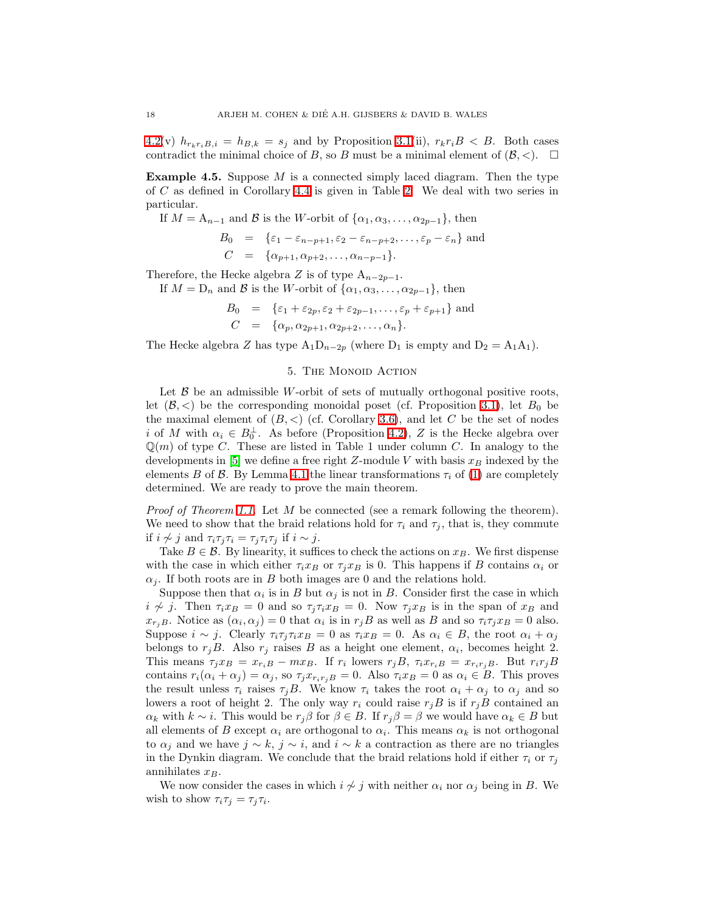4.2(v) $h_{r_k r_i B, i} = h_{B,k} = s_j$ and by Proposition 3.1(ii), $r_k r_i B < B$. Both cases contradict the minimal choice of $B$, so $B$ must be a minimal element of $(\mathcal{B}, <)$. $\square$

**Example 4.5.** Suppose $M$ is a connected simply laced diagram. Then the type of $C$ as defined in Corollary 4.4 is given in Table 2. We deal with two series in particular.

If $M = \mathrm{A}_{n-1}$ and $\mathcal{B}$ is the $W$-orbit of $\{\alpha_1, \alpha_3, \ldots, \alpha_{2p-1}\}$, then

$$
\begin{aligned}
B_0 &= \{\varepsilon_1 - \varepsilon_{n-p+1}, \varepsilon_2 - \varepsilon_{n-p+2}, \ldots, \varepsilon_p - \varepsilon_n\} \text{ and} \\
C &= \{\alpha_{p+1}, \alpha_{p+2}, \ldots, \alpha_{n-p-1}\}.
\end{aligned}
$$

Therefore, the Hecke algebra $Z$ is of type $\mathrm{A}_{n-2p-1}$.

If $M = \mathrm{D}_n$ and $\mathcal{B}$ is the $W$-orbit of $\{\alpha_1, \alpha_3, \ldots, \alpha_{2p-1}\}$, then

$$
\begin{aligned}
B_0 &= \{\varepsilon_1 + \varepsilon_{2p}, \varepsilon_2 + \varepsilon_{2p-1}, \ldots, \varepsilon_p + \varepsilon_{p+1}\} \text{ and} \\
C &= \{\alpha_p, \alpha_{2p+1}, \alpha_{2p+2}, \ldots, \alpha_n\}.
\end{aligned}
$$

The Hecke algebra $Z$ has type $\mathrm{A}_1\mathrm{D}_{n-2p}$ (where $\mathrm{D}_1$ is empty and $\mathrm{D}_2 = \mathrm{A}_1\mathrm{A}_1$).

## 5. The Monoid Action

Let $\mathcal{B}$ be an admissible $W$-orbit of sets of mutually orthogonal positive roots, let $(\mathcal{B}, <)$ be the corresponding monoidal poset (cf. Proposition 3.1), let $B_0$ be the maximal element of $(B, <)$ (cf. Corollary 3.6), and let $C$ be the set of nodes $i$ of $M$ with $\alpha_i \in B_0^\perp$. As before (Proposition 4.2), $Z$ is the Hecke algebra over $\mathbb{Q}(m)$ of type $C$. These are listed in Table 1 under column $C$. In analogy to the developments in [5] we define a free right $Z$-module $V$ with basis $x_B$ indexed by the elements $B$ of $\mathcal{B}$. By Lemma 4.1 the linear transformations $\tau_i$ of (1) are completely determined. We are ready to prove the main theorem.

*Proof of Theorem 1.1.* Let $M$ be connected (see a remark following the theorem). We need to show that the braid relations hold for $\tau_i$ and $\tau_j$, that is, they commute if $i \not\sim j$ and $\tau_i\tau_j\tau_i = \tau_j\tau_i\tau_j$ if $i \sim j$.

Take $B \in \mathcal{B}$. By linearity, it suffices to check the actions on $x_B$. We first dispense with the case in which either $\tau_i x_B$ or $\tau_j x_B$ is 0. This happens if $B$ contains $\alpha_i$ or $\alpha_j$. If both roots are in $B$ both images are 0 and the relations hold.

Suppose then that $\alpha_i$ is in $B$ but $\alpha_j$ is not in $B$. Consider first the case in which $i \not\sim j$. Then $\tau_i x_B = 0$ and so $\tau_j \tau_i x_B = 0$. Now $\tau_j x_B$ is in the span of $x_B$ and $x_{r_j B}$. Notice as $(\alpha_i, \alpha_j) = 0$ that $\alpha_i$ is in $r_j B$ as well as $B$ and so $\tau_i \tau_j x_B = 0$ also. Suppose $i \sim j$. Clearly $\tau_i\tau_j\tau_i x_B = 0$ as $\tau_i x_B = 0$. As $\alpha_i \in B$, the root $\alpha_i + \alpha_j$ belongs to $r_j B$. Also $r_j$ raises $B$ as a height one element, $\alpha_i$, becomes height 2. This means $\tau_j x_B = x_{r_i B} - m x_B$. If $r_i$ lowers $r_j B$, $\tau_i x_{r_i B} = x_{r_i r_j B}$. But $r_i r_j B$ contains $r_i(\alpha_i + \alpha_j) = \alpha_j$, so $\tau_j x_{r_i r_j B} = 0$. Also $\tau_i x_B = 0$ as $\alpha_i \in B$. This proves the result unless $\tau_i$ raises $\tau_j B$. We know $\tau_i$ takes the root $\alpha_i + \alpha_j$ to $\alpha_j$ and so lowers a root of height 2. The only way $r_i$ could raise $r_j B$ is if $r_j B$ contained an $\alpha_k$ with $k \sim i$. This would be $r_j \beta$ for $\beta \in B$. If $r_j \beta = \beta$ we would have $\alpha_k \in B$ but all elements of $B$ except $\alpha_i$ are orthogonal to $\alpha_i$. This means $\alpha_k$ is not orthogonal to $\alpha_j$ and we have $j \sim k$, $j \sim i$, and $i \sim k$ a contraction as there are no triangles in the Dynkin diagram. We conclude that the braid relations hold if either $\tau_i$ or $\tau_j$ annihilates $x_B$.

We now consider the cases in which $i \not\sim j$ with neither $\alpha_i$ nor $\alpha_j$ being in $B$. We wish to show $\tau_i\tau_j = \tau_j\tau_i$.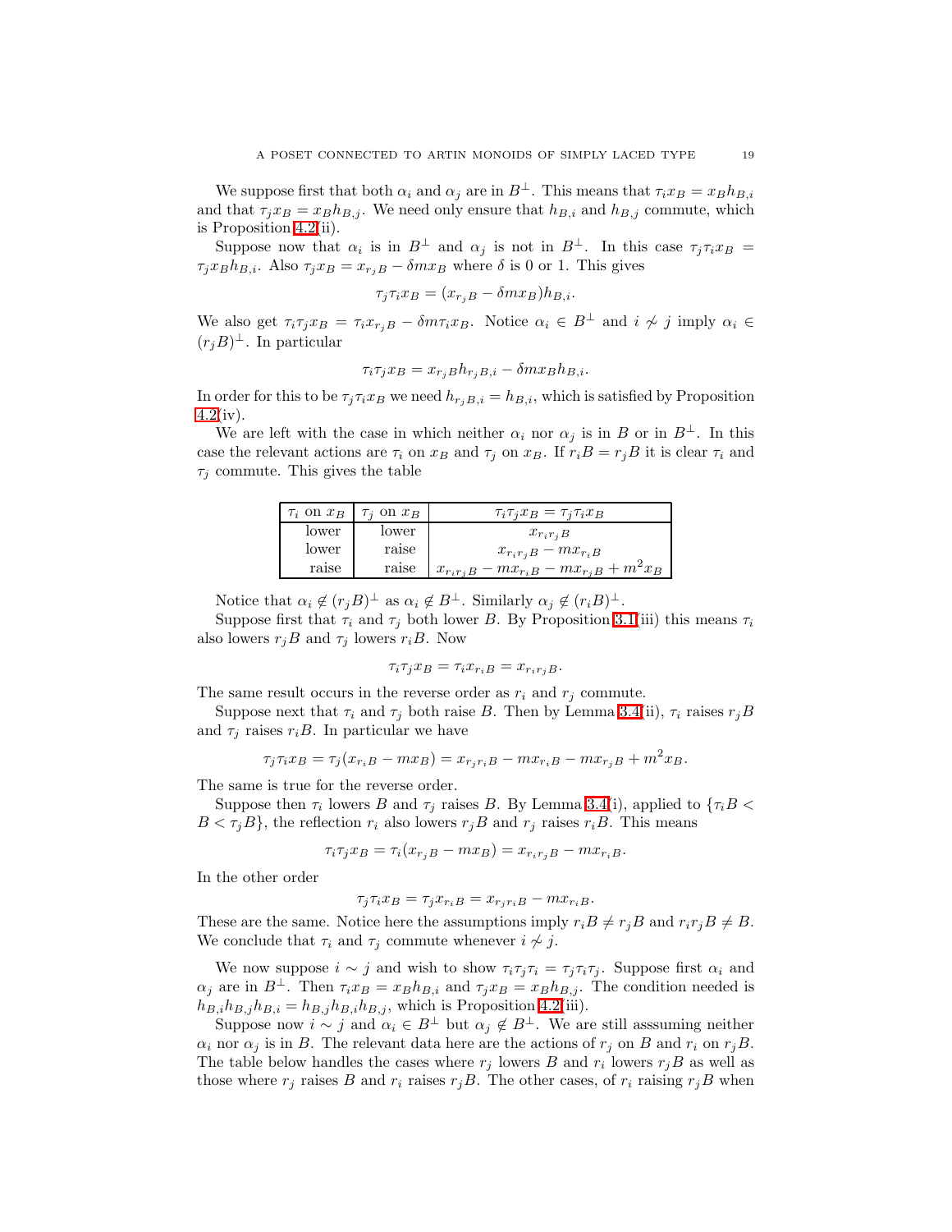We suppose first that both $\alpha_i$ and $\alpha_j$ are in $B^\perp$. This means that $\tau_i x_B = x_B h_{B,i}$ and that $\tau_j x_B = x_B h_{B,j}$. We need only ensure that $h_{B,i}$ and $h_{B,j}$ commute, which is Proposition 4.2(ii).

Suppose now that $\alpha_i$ is in $B^\perp$ and $\alpha_j$ is not in $B^\perp$. In this case $\tau_j\tau_i x_B = \tau_j x_B h_{B,i}$. Also $\tau_j x_B = x_{r_jB} - \delta m x_B$ where $\delta$ is 0 or 1. This gives

$$\tau_j\tau_i x_B = (x_{r_jB} - \delta m x_B)h_{B,i}.$$

We also get $\tau_i\tau_j x_B = \tau_i x_{r_jB} - \delta m \tau_i x_B$. Notice $\alpha_i \in B^\perp$ and $i \not\sim j$ imply $\alpha_i \in (r_jB)^\perp$. In particular

$$\tau_i\tau_j x_B = x_{r_jB}h_{r_jB,i} - \delta m x_B h_{B,i}.$$

In order for this to be $\tau_j\tau_i x_B$ we need $h_{r_jB,i} = h_{B,i}$, which is satisfied by Proposition 4.2(iv).

We are left with the case in which neither $\alpha_i$ nor $\alpha_j$ is in $B$ or in $B^\perp$. In this case the relevant actions are $\tau_i$ on $x_B$ and $\tau_j$ on $x_B$. If $r_iB = r_jB$ it is clear $\tau_i$ and $\tau_j$ commute. This gives the table

| $\tau_i$ on $x_B$ | $\tau_j$ on $x_B$ | $\tau_i\tau_j x_B = \tau_j\tau_i x_B$ |
|---|---|---|
| lower | lower | $x_{r_ir_jB}$ |
| lower | raise | $x_{r_ir_jB} - m x_{r_iB}$ |
| raise | raise | $x_{r_ir_jB} - m x_{r_iB} - m x_{r_jB} + m^2 x_B$ |

Notice that $\alpha_i \notin (r_jB)^\perp$ as $\alpha_i \notin B^\perp$. Similarly $\alpha_j \notin (r_iB)^\perp$.

Suppose first that $\tau_i$ and $\tau_j$ both lower $B$. By Proposition 3.1(iii) this means $\tau_i$ also lowers $r_jB$ and $\tau_j$ lowers $r_iB$. Now

$$\tau_i\tau_j x_B = \tau_i x_{r_iB} = x_{r_ir_jB}.$$

The same result occurs in the reverse order as $r_i$ and $r_j$ commute.

Suppose next that $\tau_i$ and $\tau_j$ both raise $B$. Then by Lemma 3.4(ii), $\tau_i$ raises $r_jB$ and $\tau_j$ raises $r_iB$. In particular we have

$$\tau_j\tau_i x_B = \tau_j(x_{r_iB} - m x_B) = x_{r_jr_iB} - m x_{r_iB} - m x_{r_jB} + m^2 x_B.$$

The same is true for the reverse order.

Suppose then $\tau_i$ lowers $B$ and $\tau_j$ raises $B$. By Lemma 3.4(i), applied to $\{\tau_iB < B < \tau_jB\}$, the reflection $r_i$ also lowers $r_jB$ and $r_j$ raises $r_iB$. This means

$$\tau_i\tau_j x_B = \tau_i(x_{r_jB} - m x_B) = x_{r_ir_jB} - m x_{r_iB}.$$

In the other order

$$\tau_j\tau_i x_B = \tau_j x_{r_iB} = x_{r_jr_iB} - m x_{r_iB}.$$

These are the same. Notice here the assumptions imply $r_iB \neq r_jB$ and $r_ir_jB \neq B$. We conclude that $\tau_i$ and $\tau_j$ commute whenever $i \not\sim j$.

We now suppose $i \sim j$ and wish to show $\tau_i\tau_j\tau_i = \tau_j\tau_i\tau_j$. Suppose first $\alpha_i$ and $\alpha_j$ are in $B^\perp$. Then $\tau_i x_B = x_B h_{B,i}$ and $\tau_j x_B = x_B h_{B,j}$. The condition needed is $h_{B,i}h_{B,j}h_{B,i} = h_{B,j}h_{B,i}h_{B,j}$, which is Proposition 4.2(iii).

Suppose now $i \sim j$ and $\alpha_i \in B^\perp$ but $\alpha_j \notin B^\perp$. We are still asssuming neither $\alpha_i$ nor $\alpha_j$ is in $B$. The relevant data here are the actions of $r_j$ on $B$ and $r_i$ on $r_jB$. The table below handles the cases where $r_j$ lowers $B$ and $r_i$ lowers $r_jB$ as well as those where $r_j$ raises $B$ and $r_i$ raises $r_jB$. The other cases, of $r_i$ raising $r_jB$ when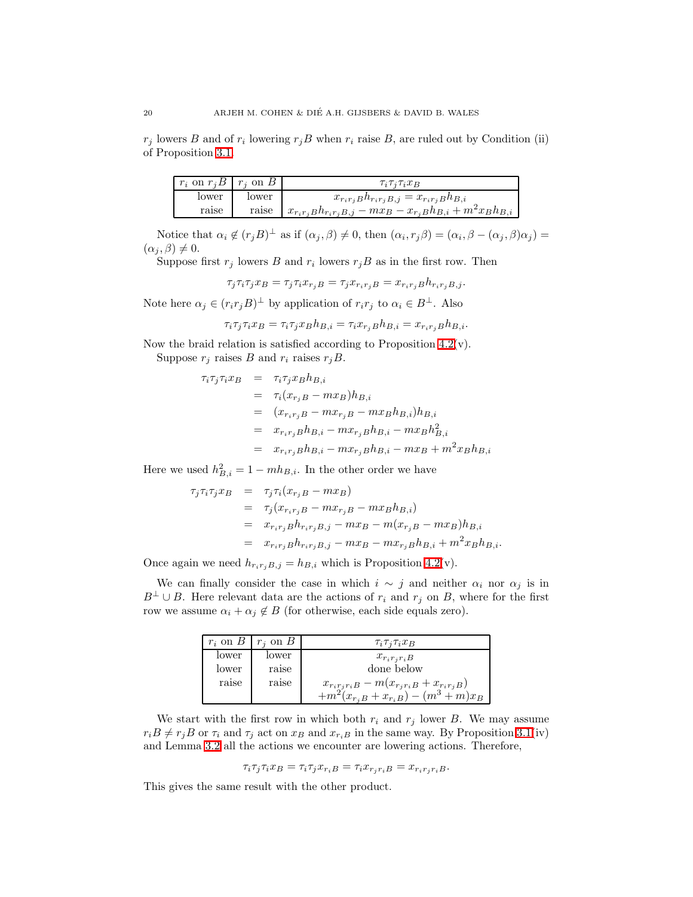$r_j$ lowers $B$ and of $r_i$ lowering $r_jB$ when $r_i$ raise $B$, are ruled out by Condition (ii) of Proposition 3.1.

| $r_i$ on $r_jB$ | $r_j$ on $B$ | $\tau_i\tau_j\tau_i x_B$ |
|---|---|---|
| lower | lower | $x_{r_ir_jB}h_{r_ir_jB,j} = x_{r_ir_jB}h_{B,i}$ |
| raise | raise | $x_{r_ir_jB}h_{r_ir_jB,j} - mx_B - x_{r_jB}h_{B,i} + m^2x_Bh_{B,i}$ |

Notice that $\alpha_i \notin (r_jB)^\perp$ as if $(\alpha_j, \beta) \neq 0$, then $(\alpha_i, r_j\beta) = (\alpha_i, \beta - (\alpha_j, \beta)\alpha_j) = (\alpha_j, \beta) \neq 0$.

Suppose first $r_j$ lowers $B$ and $r_i$ lowers $r_jB$ as in the first row. Then

$$\tau_j\tau_i\tau_j x_B = \tau_j\tau_i x_{r_jB} = \tau_j x_{r_ir_jB} = x_{r_ir_jB}h_{r_ir_jB,j}.$$

Note here $\alpha_j \in (r_ir_jB)^\perp$ by application of $r_ir_j$ to $\alpha_i \in B^\perp$. Also

$$\tau_i\tau_j\tau_i x_B = \tau_i\tau_j x_B h_{B,i} = \tau_i x_{r_jB}h_{B,i} = x_{r_ir_jB}h_{B,i}.$$

Now the braid relation is satisfied according to Proposition 4.2(v).

Suppose $r_j$ raises $B$ and $r_i$ raises $r_jB$.

$$\begin{aligned}
\tau_i\tau_j\tau_i x_B &= \tau_i\tau_j x_B h_{B,i} \\
&= \tau_i(x_{r_jB} - mx_B)h_{B,i} \\
&= (x_{r_ir_jB} - mx_{r_jB} - mx_Bh_{B,i})h_{B,i} \\
&= x_{r_ir_jB}h_{B,i} - mx_{r_jB}h_{B,i} - mx_Bh_{B,i}^2 \\
&= x_{r_ir_jB}h_{B,i} - mx_{r_jB}h_{B,i} - mx_B + m^2x_Bh_{B,i}
\end{aligned}$$

Here we used $h_{B,i}^2 = 1 - mh_{B,i}$. In the other order we have

$$\begin{aligned}
\tau_j\tau_i\tau_j x_B &= \tau_j\tau_i(x_{r_jB} - mx_B) \\
&= \tau_j(x_{r_ir_jB} - mx_{r_jB} - mx_Bh_{B,i}) \\
&= x_{r_ir_jB}h_{r_ir_jB,j} - mx_B - m(x_{r_jB} - mx_B)h_{B,i} \\
&= x_{r_ir_jB}h_{r_ir_jB,j} - mx_B - mx_{r_jB}h_{B,i} + m^2x_Bh_{B,i}.
\end{aligned}$$

Once again we need $h_{r_ir_jB,j} = h_{B,i}$ which is Proposition 4.2(v).

We can finally consider the case in which $i \sim j$ and neither $\alpha_i$ nor $\alpha_j$ is in $B^\perp \cup B$. Here relevant data are the actions of $r_i$ and $r_j$ on $B$, where for the first row we assume $\alpha_i + \alpha_j \notin B$ (for otherwise, each side equals zero).

| $r_i$ on $B$ | $r_j$ on $B$ | $\tau_i\tau_j\tau_i x_B$ |
|---|---|---|
| lower | lower | $x_{r_ir_jr_iB}$ |
| lower | raise | done below |
| raise | raise | $x_{r_ir_jr_iB} - m(x_{r_jr_iB} + x_{r_ir_jB})$ $+m^2(x_{r_jB} + x_{r_iB}) - (m^3 + m)x_B$ |

We start with the first row in which both $r_i$ and $r_j$ lower $B$. We may assume $r_iB \neq r_jB$ or $\tau_i$ and $\tau_j$ act on $x_B$ and $x_{r_iB}$ in the same way. By Proposition 3.1(iv) and Lemma 3.2 all the actions we encounter are lowering actions. Therefore,

$$\tau_i\tau_j\tau_i x_B = \tau_i\tau_j x_{r_iB} = \tau_i x_{r_jr_iB} = x_{r_ir_jr_iB}.$$

This gives the same result with the other product.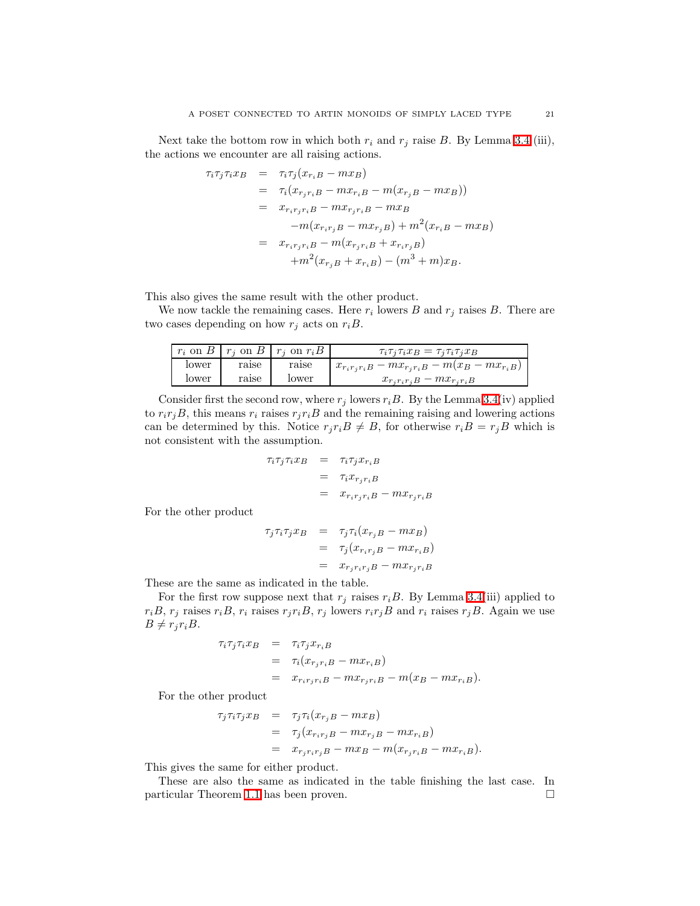Next take the bottom row in which both $r_i$ and $r_j$ raise $B$. By Lemma 3.4 (iii), the actions we encounter are all raising actions.

$$
\begin{aligned}
\tau_i\tau_j\tau_i x_B &= \tau_i\tau_j(x_{r_iB} - m x_B)\\
&= \tau_i(x_{r_jr_iB} - m x_{r_iB} - m(x_{r_jB} - m x_B))\\
&= x_{r_ir_jr_iB} - m x_{r_jr_iB} - m x_B\\
&\qquad - m(x_{r_ir_jB} - m x_{r_jB}) + m^2(x_{r_iB} - m x_B)\\
&= x_{r_ir_jr_iB} - m(x_{r_jr_iB} + x_{r_ir_jB})\\
&\qquad + m^2(x_{r_jB} + x_{r_iB}) - (m^3 + m)x_B.
\end{aligned}
$$

This also gives the same result with the other product.

We now tackle the remaining cases. Here $r_i$ lowers $B$ and $r_j$ raises $B$. There are two cases depending on how $r_j$ acts on $r_iB$.

| $r_i$ on $B$ | $r_j$ on $B$ | $r_j$ on $r_iB$ | $\tau_i\tau_j\tau_i x_B = \tau_j\tau_i\tau_j x_B$ |
|---|---|---|---|
| lower | raise | raise | $x_{r_ir_jr_iB} - m x_{r_jr_iB} - m(x_B - m x_{r_iB})$ |
| lower | raise | lower | $x_{r_jr_ir_jB} - m x_{r_jr_iB}$ |

Consider first the second row, where $r_j$ lowers $r_iB$. By the Lemma 3.4(iv) applied to $r_ir_jB$, this means $r_i$ raises $r_jr_iB$ and the remaining raising and lowering actions can be determined by this. Notice $r_jr_iB \neq B$, for otherwise $r_iB = r_jB$ which is not consistent with the assumption.

$$
\begin{aligned}
\tau_i\tau_j\tau_i x_B &= \tau_i\tau_j x_{r_iB}\\
&= \tau_i x_{r_jr_iB}\\
&= x_{r_ir_jr_iB} - m x_{r_jr_iB}
\end{aligned}
$$

For the other product

$$
\begin{aligned}
\tau_j\tau_i\tau_j x_B &= \tau_j\tau_i(x_{r_jB} - m x_B)\\
&= \tau_j(x_{r_ir_jB} - m x_{r_iB})\\
&= x_{r_jr_ir_jB} - m x_{r_jr_iB}
\end{aligned}
$$

These are the same as indicated in the table.

For the first row suppose next that $r_j$ raises $r_iB$. By Lemma 3.4(iii) applied to $r_iB$, $r_j$ raises $r_iB$, $r_i$ raises $r_jr_iB$, $r_j$ lowers $r_ir_jB$ and $r_i$ raises $r_jB$. Again we use $B \neq r_jr_iB$.

$$
\begin{aligned}
\tau_i\tau_j\tau_i x_B &= \tau_i\tau_j x_{r_iB}\\
&= \tau_i(x_{r_jr_iB} - m x_{r_iB})\\
&= x_{r_ir_jr_iB} - m x_{r_jr_iB} - m(x_B - m x_{r_iB}).
\end{aligned}
$$

For the other product

$$
\begin{aligned}
\tau_j\tau_i\tau_j x_B &= \tau_j\tau_i(x_{r_jB} - m x_B)\\
&= \tau_j(x_{r_ir_jB} - m x_{r_jB} - m x_{r_iB})\\
&= x_{r_jr_ir_jB} - m x_B - m(x_{r_jr_iB} - m x_{r_iB}).
\end{aligned}
$$

This gives the same for either product.

These are also the same as indicated in the table finishing the last case. In particular Theorem 1.1 has been proven. □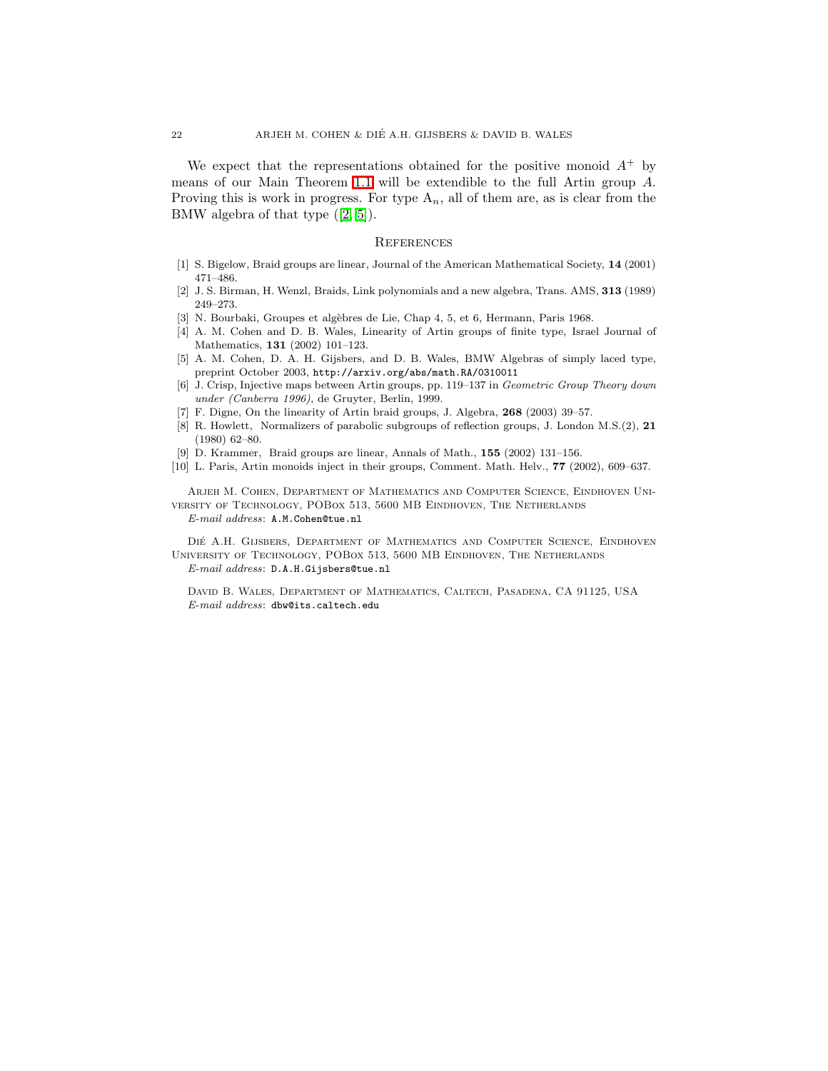We expect that the representations obtained for the positive monoid $A^+$ by means of our Main Theorem 1.1 will be extendible to the full Artin group $A$. Proving this is work in progress. For type $A_n$, all of them are, as is clear from the BMW algebra of that type ([2, 5]).

## References

[1] S. Bigelow, Braid groups are linear, Journal of the American Mathematical Society, **14** (2001) 471–486.

[2] J. S. Birman, H. Wenzl, Braids, Link polynomials and a new algebra, Trans. AMS, **313** (1989) 249–273.

[3] N. Bourbaki, Groupes et algèbres de Lie, Chap 4, 5, et 6, Hermann, Paris 1968.

[4] A. M. Cohen and D. B. Wales, Linearity of Artin groups of finite type, Israel Journal of Mathematics, **131** (2002) 101–123.

[5] A. M. Cohen, D. A. H. Gijsbers, and D. B. Wales, BMW Algebras of simply laced type, preprint October 2003, `http://arxiv.org/abs/math.RA/0310011`

[6] J. Crisp, Injective maps between Artin groups, pp. 119–137 in *Geometric Group Theory down under (Canberra 1996)*, de Gruyter, Berlin, 1999.

[7] F. Digne, On the linearity of Artin braid groups, J. Algebra, **268** (2003) 39–57.

[8] R. Howlett, Normalizers of parabolic subgroups of reflection groups, J. London M.S.(2), **21** (1980) 62–80.

[9] D. Krammer, Braid groups are linear, Annals of Math., **155** (2002) 131–156.

[10] L. Paris, Artin monoids inject in their groups, Comment. Math. Helv., **77** (2002), 609–637.

Arjeh M. Cohen, Department of Mathematics and Computer Science, Eindhoven University of Technology, POBox 513, 5600 MB Eindhoven, The Netherlands
*E-mail address*: `A.M.Cohen@tue.nl`

Dié A.H. Gijsbers, Department of Mathematics and Computer Science, Eindhoven University of Technology, POBox 513, 5600 MB Eindhoven, The Netherlands
*E-mail address*: `D.A.H.Gijsbers@tue.nl`

David B. Wales, Department of Mathematics, Caltech, Pasadena, CA 91125, USA
*E-mail address*: `dbw@its.caltech.edu`